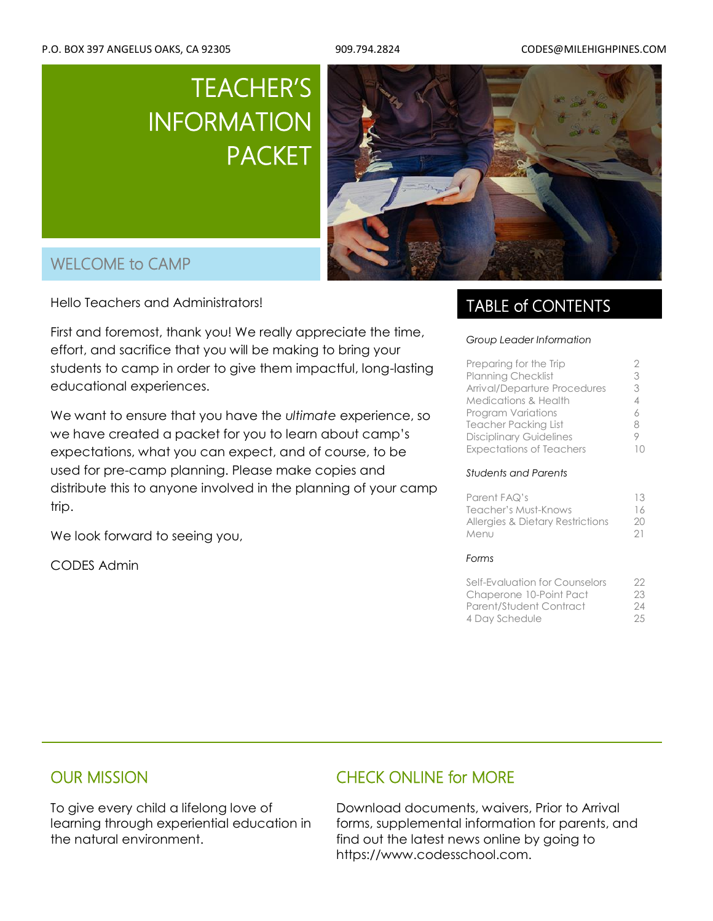P.O. BOX 397 ANGELUS OAKS, CA 92305 | 909.794.2824 | CODES@MILEHIGHPINES.COM

# TEACHER'S INFORMATION PACKET

## WELCOME to CAMP

Hello Teachers and Administrators!

First and foremost, thank you! We really appreciate the time, effort, and sacrifice that you will be making to bring your students to camp in order to give them impactful, long-lasting educational experiences.

We want to ensure that you have the *ultimate* experience, so we have created a packet for you to learn about camp's expectations, what you can expect, and of course, to be used for pre-camp planning. Please make copies and distribute this to anyone involved in the planning of your camp trip.

We look forward to seeing you,

CODES Admin

## TABLE of CONTENTS

*Group Leader Information*

| | |
|---|---|
| Preparing for the Trip | 2 |
| Planning Checklist | 3 |
| Arrival/Departure Procedures | 3 |
| Medications & Health | 4 |
| Program Variations | 6 |
| Teacher Packing List | 8 |
| Disciplinary Guidelines | 9 |
| Expectations of Teachers | 10 |

*Students and Parents*

| | |
|---|---|
| Parent FAQ's | 13 |
| Teacher's Must-Knows | 16 |
| Allergies & Dietary Restrictions | 20 |
| Menu | 21 |

*Forms*

| | |
|---|---|
| Self-Evaluation for Counselors | 22 |
| Chaperone 10-Point Pact | 23 |
| Parent/Student Contract | 24 |
| 4 Day Schedule | 25 |

## OUR MISSION

To give every child a lifelong love of learning through experiential education in the natural environment.

## CHECK ONLINE for MORE

Download documents, waivers, Prior to Arrival forms, supplemental information for parents, and find out the latest news online by going to https://www.codesschool.com.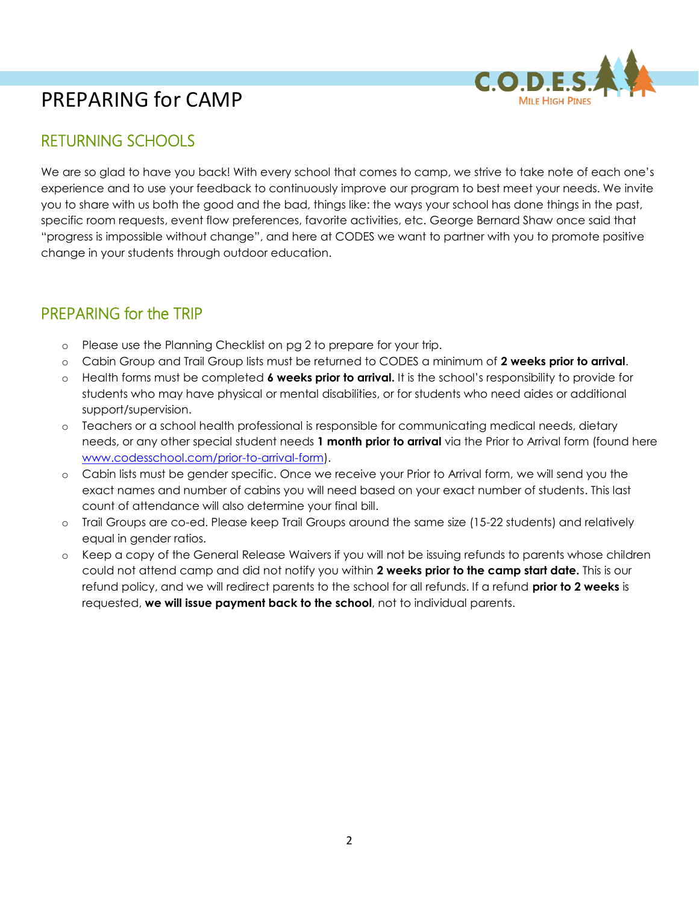# PREPARING for CAMP

## RETURNING SCHOOLS

We are so glad to have you back! With every school that comes to camp, we strive to take note of each one's experience and to use your feedback to continuously improve our program to best meet your needs. We invite you to share with us both the good and the bad, things like: the ways your school has done things in the past, specific room requests, event flow preferences, favorite activities, etc. George Bernard Shaw once said that "progress is impossible without change", and here at CODES we want to partner with you to promote positive change in your students through outdoor education.

## PREPARING for the TRIP

- Please use the Planning Checklist on pg 2 to prepare for your trip.
- Cabin Group and Trail Group lists must be returned to CODES a minimum of **2 weeks prior to arrival**.
- Health forms must be completed **6 weeks prior to arrival.** It is the school's responsibility to provide for students who may have physical or mental disabilities, or for students who need aides or additional support/supervision.
- Teachers or a school health professional is responsible for communicating medical needs, dietary needs, or any other special student needs **1 month prior to arrival** via the Prior to Arrival form (found here [www.codesschool.com/prior-to-arrival-form](www.codesschool.com/prior-to-arrival-form)).
- Cabin lists must be gender specific. Once we receive your Prior to Arrival form, we will send you the exact names and number of cabins you will need based on your exact number of students. This last count of attendance will also determine your final bill.
- Trail Groups are co-ed. Please keep Trail Groups around the same size (15-22 students) and relatively equal in gender ratios.
- Keep a copy of the General Release Waivers if you will not be issuing refunds to parents whose children could not attend camp and did not notify you within **2 weeks prior to the camp start date.** This is our refund policy, and we will redirect parents to the school for all refunds. If a refund **prior to 2 weeks** is requested, **we will issue payment back to the school**, not to individual parents.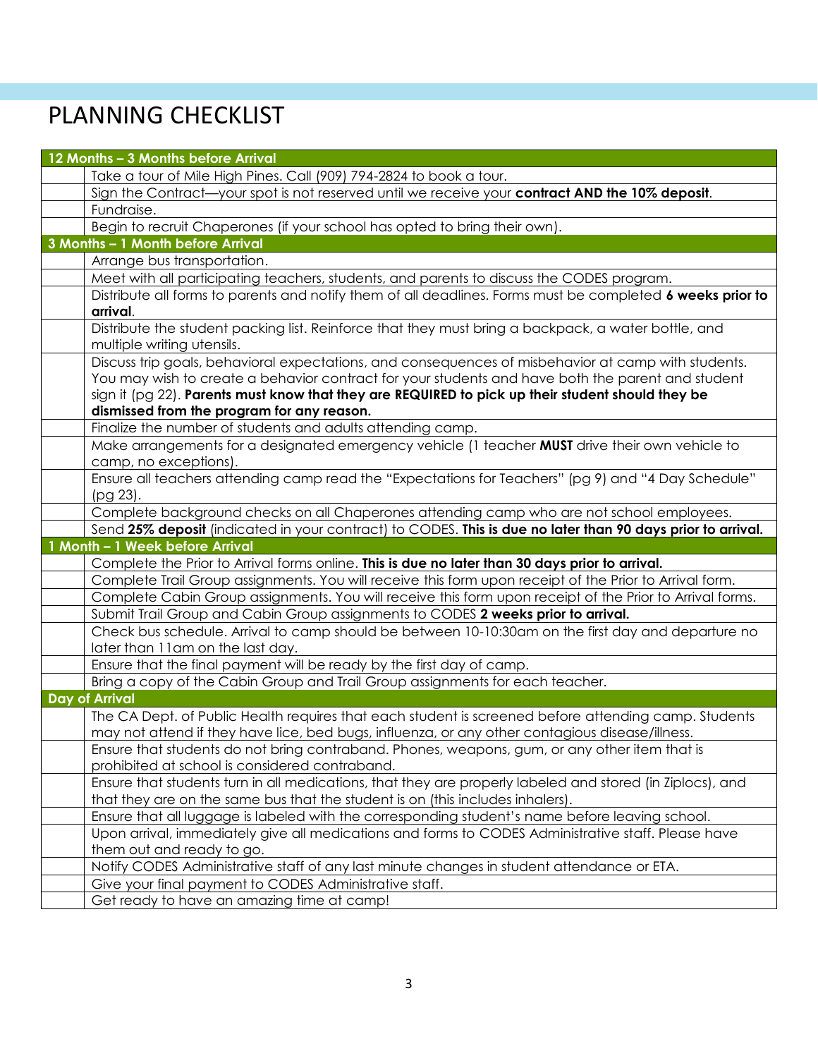# PLANNING CHECKLIST

| | |
|---|---|
| **12 Months – 3 Months before Arrival** | |
| | Take a tour of Mile High Pines. Call (909) 794-2824 to book a tour. |
| | Sign the Contract—your spot is not reserved until we receive your **contract AND the 10% deposit**. |
| | Fundraise. |
| | Begin to recruit Chaperones (if your school has opted to bring their own). |
| **3 Months – 1 Month before Arrival** | |
| | Arrange bus transportation. |
| | Meet with all participating teachers, students, and parents to discuss the CODES program. |
| | Distribute all forms to parents and notify them of all deadlines. Forms must be completed **6 weeks prior to arrival**. |
| | Distribute the student packing list. Reinforce that they must bring a backpack, a water bottle, and multiple writing utensils. |
| | Discuss trip goals, behavioral expectations, and consequences of misbehavior at camp with students. You may wish to create a behavior contract for your students and have both the parent and student sign it (pg 22). **Parents must know that they are REQUIRED to pick up their student should they be dismissed from the program for any reason.** |
| | Finalize the number of students and adults attending camp. |
| | Make arrangements for a designated emergency vehicle (1 teacher **MUST** drive their own vehicle to camp, no exceptions). |
| | Ensure all teachers attending camp read the "Expectations for Teachers" (pg 9) and "4 Day Schedule" (pg 23). |
| | Complete background checks on all Chaperones attending camp who are not school employees. |
| | Send **25% deposit** (indicated in your contract) to CODES. **This is due no later than 90 days prior to arrival.** |
| **1 Month – 1 Week before Arrival** | |
| | Complete the Prior to Arrival forms online. **This is due no later than 30 days prior to arrival.** |
| | Complete Trail Group assignments. You will receive this form upon receipt of the Prior to Arrival form. |
| | Complete Cabin Group assignments. You will receive this form upon receipt of the Prior to Arrival forms. |
| | Submit Trail Group and Cabin Group assignments to CODES **2 weeks prior to arrival.** |
| | Check bus schedule. Arrival to camp should be between 10-10:30am on the first day and departure no later than 11am on the last day. |
| | Ensure that the final payment will be ready by the first day of camp. |
| | Bring a copy of the Cabin Group and Trail Group assignments for each teacher. |
| **Day of Arrival** | |
| | The CA Dept. of Public Health requires that each student is screened before attending camp. Students may not attend if they have lice, bed bugs, influenza, or any other contagious disease/illness. |
| | Ensure that students do not bring contraband. Phones, weapons, gum, or any other item that is prohibited at school is considered contraband. |
| | Ensure that students turn in all medications, that they are properly labeled and stored (in Ziplocs), and that they are on the same bus that the student is on (this includes inhalers). |
| | Ensure that all luggage is labeled with the corresponding student's name before leaving school. |
| | Upon arrival, immediately give all medications and forms to CODES Administrative staff. Please have them out and ready to go. |
| | Notify CODES Administrative staff of any last minute changes in student attendance or ETA. |
| | Give your final payment to CODES Administrative staff. |
| | Get ready to have an amazing time at camp! |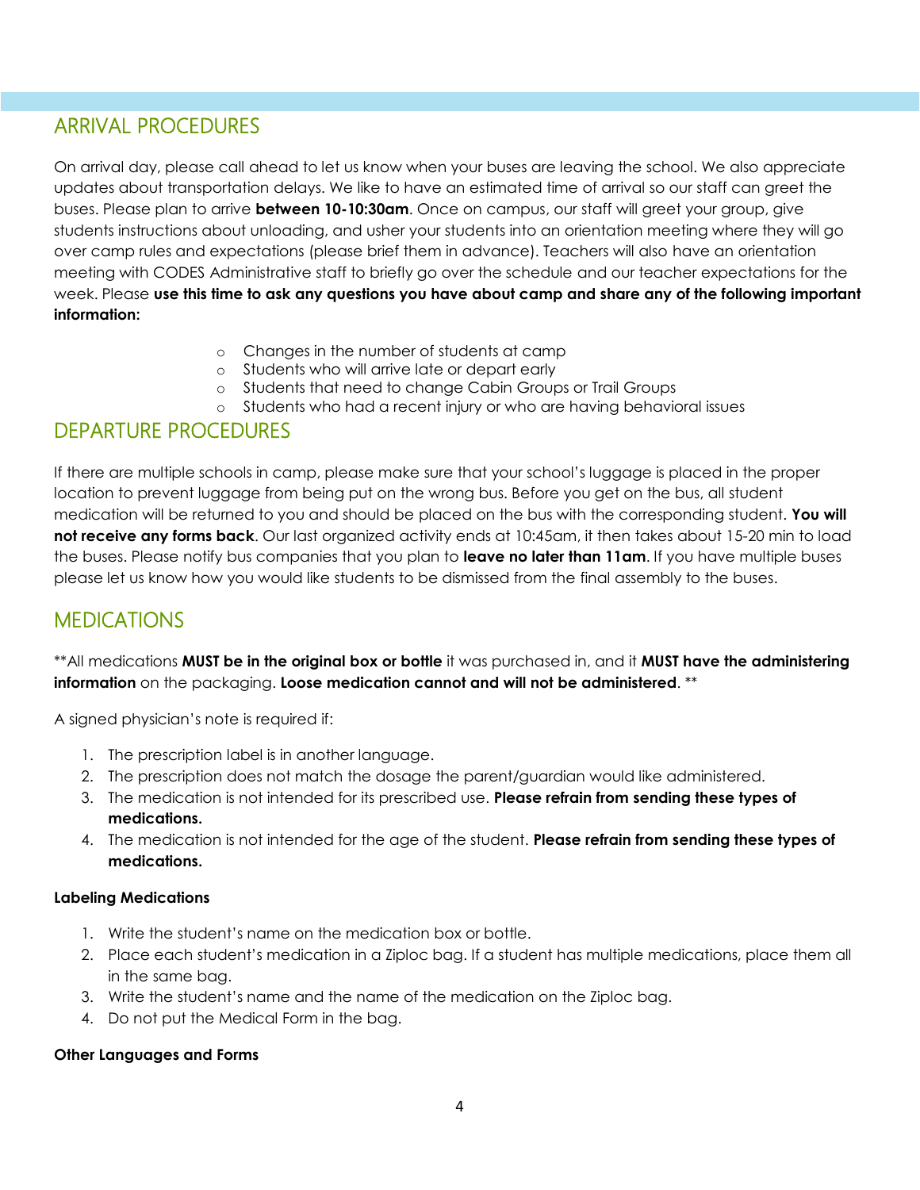## ARRIVAL PROCEDURES

On arrival day, please call ahead to let us know when your buses are leaving the school. We also appreciate updates about transportation delays. We like to have an estimated time of arrival so our staff can greet the buses. Please plan to arrive **between 10-10:30am**. Once on campus, our staff will greet your group, give students instructions about unloading, and usher your students into an orientation meeting where they will go over camp rules and expectations (please brief them in advance). Teachers will also have an orientation meeting with CODES Administrative staff to briefly go over the schedule and our teacher expectations for the week. Please **use this time to ask any questions you have about camp and share any of the following important information:**

- Changes in the number of students at camp
- Students who will arrive late or depart early
- Students that need to change Cabin Groups or Trail Groups
- Students who had a recent injury or who are having behavioral issues

## DEPARTURE PROCEDURES

If there are multiple schools in camp, please make sure that your school's luggage is placed in the proper location to prevent luggage from being put on the wrong bus. Before you get on the bus, all student medication will be returned to you and should be placed on the bus with the corresponding student. **You will not receive any forms back**. Our last organized activity ends at 10:45am, it then takes about 15-20 min to load the buses. Please notify bus companies that you plan to **leave no later than 11am**. If you have multiple buses please let us know how you would like students to be dismissed from the final assembly to the buses.

## MEDICATIONS

**All medications **MUST be in the original box or bottle** it was purchased in, and it **MUST have the administering information** on the packaging. **Loose medication cannot and will not be administered**. **

A signed physician's note is required if:

1. The prescription label is in another language.
2. The prescription does not match the dosage the parent/guardian would like administered.
3. The medication is not intended for its prescribed use. **Please refrain from sending these types of medications.**
4. The medication is not intended for the age of the student. **Please refrain from sending these types of medications.**

**Labeling Medications**

1. Write the student's name on the medication box or bottle.
2. Place each student's medication in a Ziploc bag. If a student has multiple medications, place them all in the same bag.
3. Write the student's name and the name of the medication on the Ziploc bag.
4. Do not put the Medical Form in the bag.

**Other Languages and Forms**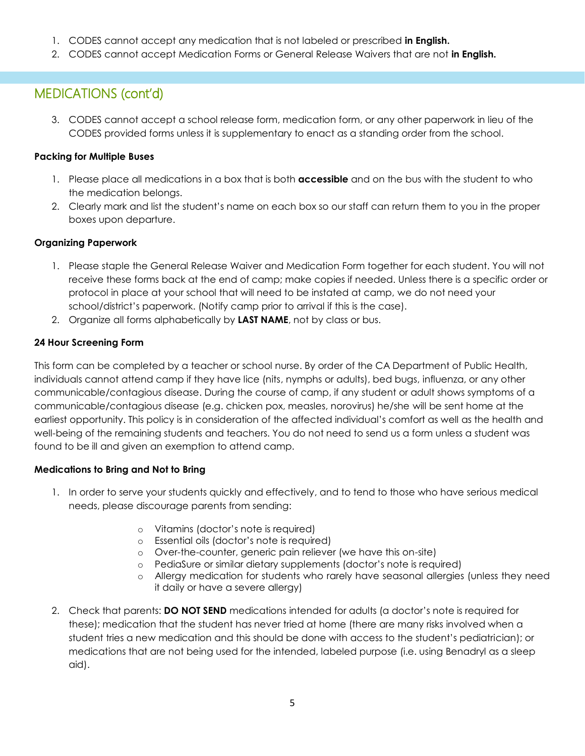1. CODES cannot accept any medication that is not labeled or prescribed **in English.**
2. CODES cannot accept Medication Forms or General Release Waivers that are not **in English.**

## MEDICATIONS (cont'd)

3. CODES cannot accept a school release form, medication form, or any other paperwork in lieu of the CODES provided forms unless it is supplementary to enact as a standing order from the school.

**Packing for Multiple Buses**

1. Please place all medications in a box that is both **accessible** and on the bus with the student to who the medication belongs.
2. Clearly mark and list the student's name on each box so our staff can return them to you in the proper boxes upon departure.

**Organizing Paperwork**

1. Please staple the General Release Waiver and Medication Form together for each student. You will not receive these forms back at the end of camp; make copies if needed. Unless there is a specific order or protocol in place at your school that will need to be instated at camp, we do not need your school/district's paperwork. (Notify camp prior to arrival if this is the case).
2. Organize all forms alphabetically by **LAST NAME**, not by class or bus.

**24 Hour Screening Form**

This form can be completed by a teacher or school nurse. By order of the CA Department of Public Health, individuals cannot attend camp if they have lice (nits, nymphs or adults), bed bugs, influenza, or any other communicable/contagious disease. During the course of camp, if any student or adult shows symptoms of a communicable/contagious disease (e.g. chicken pox, measles, norovirus) he/she will be sent home at the earliest opportunity. This policy is in consideration of the affected individual's comfort as well as the health and well-being of the remaining students and teachers. You do not need to send us a form unless a student was found to be ill and given an exemption to attend camp.

**Medications to Bring and Not to Bring**

1. In order to serve your students quickly and effectively, and to tend to those who have serious medical needs, please discourage parents from sending:
   - Vitamins (doctor's note is required)
   - Essential oils (doctor's note is required)
   - Over-the-counter, generic pain reliever (we have this on-site)
   - PediaSure or similar dietary supplements (doctor's note is required)
   - Allergy medication for students who rarely have seasonal allergies (unless they need it daily or have a severe allergy)
2. Check that parents: **DO NOT SEND** medications intended for adults (a doctor's note is required for these); medication that the student has never tried at home (there are many risks involved when a student tries a new medication and this should be done with access to the student's pediatrician); or medications that are not being used for the intended, labeled purpose (i.e. using Benadryl as a sleep aid).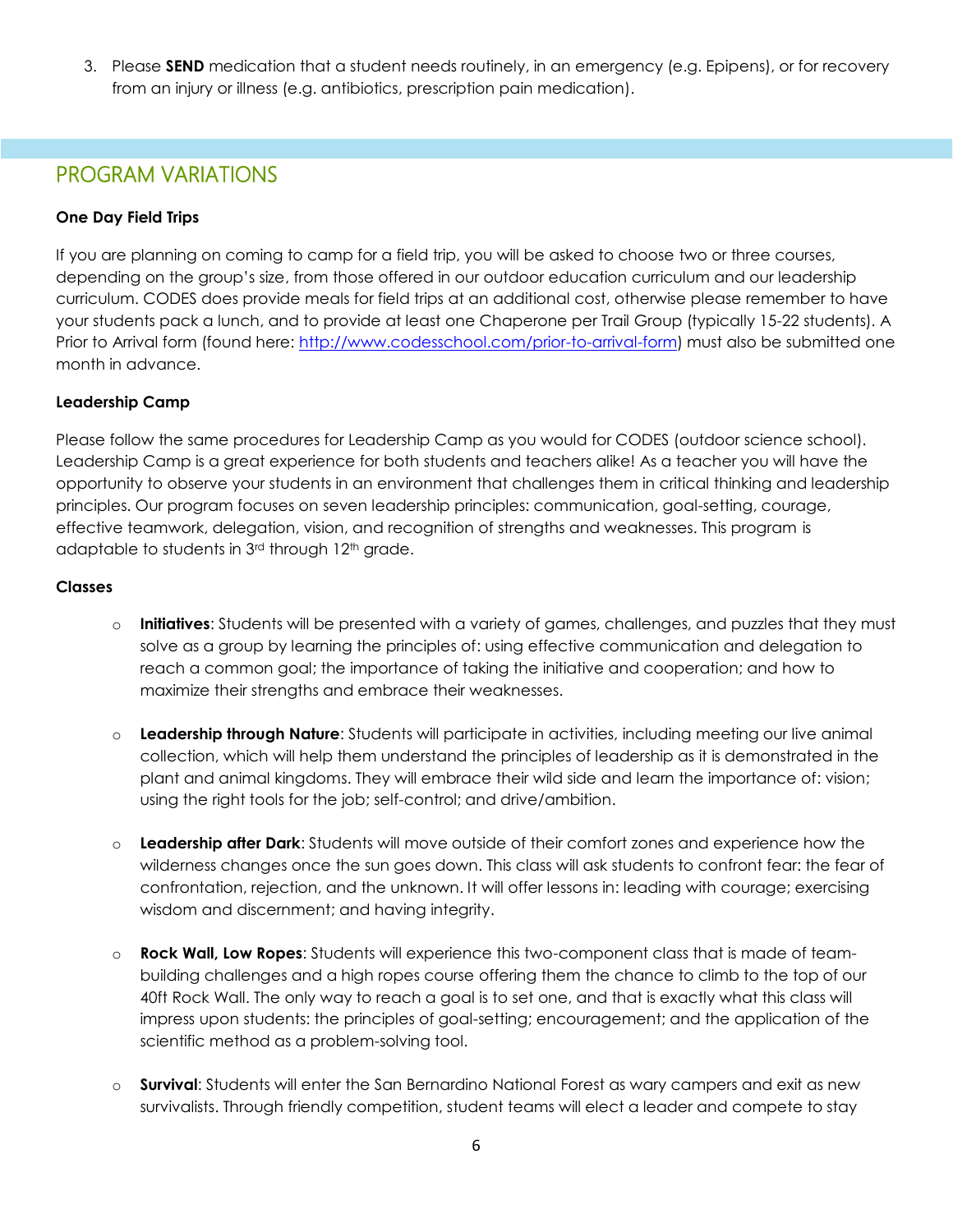3. Please **SEND** medication that a student needs routinely, in an emergency (e.g. Epipens), or for recovery from an injury or illness (e.g. antibiotics, prescription pain medication).

## PROGRAM VARIATIONS

**One Day Field Trips**

If you are planning on coming to camp for a field trip, you will be asked to choose two or three courses, depending on the group's size, from those offered in our outdoor education curriculum and our leadership curriculum. CODES does provide meals for field trips at an additional cost, otherwise please remember to have your students pack a lunch, and to provide at least one Chaperone per Trail Group (typically 15-22 students). A Prior to Arrival form (found here: http://www.codesschool.com/prior-to-arrival-form) must also be submitted one month in advance.

**Leadership Camp**

Please follow the same procedures for Leadership Camp as you would for CODES (outdoor science school). Leadership Camp is a great experience for both students and teachers alike! As a teacher you will have the opportunity to observe your students in an environment that challenges them in critical thinking and leadership principles. Our program focuses on seven leadership principles: communication, goal-setting, courage, effective teamwork, delegation, vision, and recognition of strengths and weaknesses. This program is adaptable to students in 3rd through 12th grade.

**Classes**

- **Initiatives**: Students will be presented with a variety of games, challenges, and puzzles that they must solve as a group by learning the principles of: using effective communication and delegation to reach a common goal; the importance of taking the initiative and cooperation; and how to maximize their strengths and embrace their weaknesses.

- **Leadership through Nature**: Students will participate in activities, including meeting our live animal collection, which will help them understand the principles of leadership as it is demonstrated in the plant and animal kingdoms. They will embrace their wild side and learn the importance of: vision; using the right tools for the job; self-control; and drive/ambition.

- **Leadership after Dark**: Students will move outside of their comfort zones and experience how the wilderness changes once the sun goes down. This class will ask students to confront fear: the fear of confrontation, rejection, and the unknown. It will offer lessons in: leading with courage; exercising wisdom and discernment; and having integrity.

- **Rock Wall, Low Ropes**: Students will experience this two-component class that is made of team-building challenges and a high ropes course offering them the chance to climb to the top of our 40ft Rock Wall. The only way to reach a goal is to set one, and that is exactly what this class will impress upon students: the principles of goal-setting; encouragement; and the application of the scientific method as a problem-solving tool.

- **Survival**: Students will enter the San Bernardino National Forest as wary campers and exit as new survivalists. Through friendly competition, student teams will elect a leader and compete to stay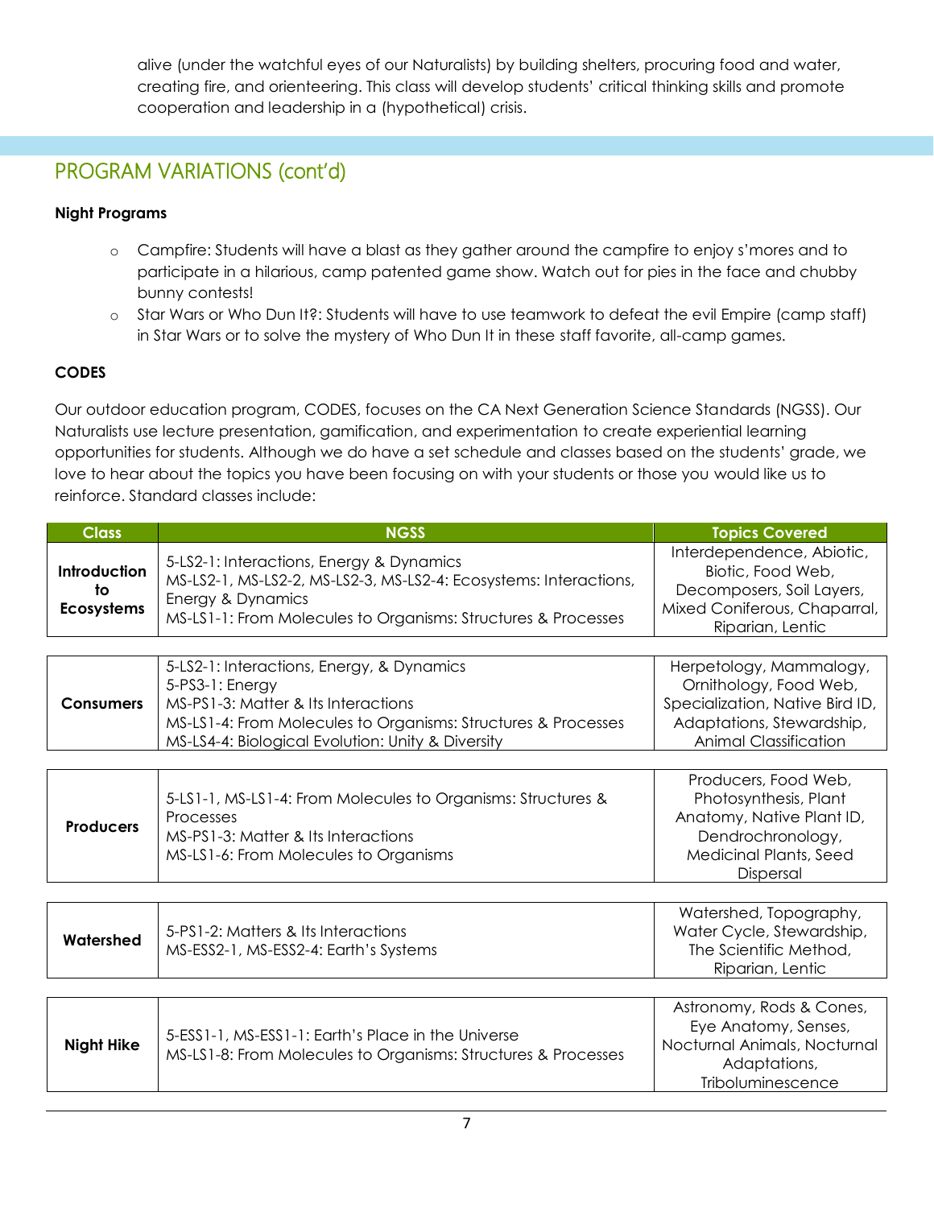alive (under the watchful eyes of our Naturalists) by building shelters, procuring food and water, creating fire, and orienteering. This class will develop students' critical thinking skills and promote cooperation and leadership in a (hypothetical) crisis.

## PROGRAM VARIATIONS (cont'd)

**Night Programs**

- Campfire: Students will have a blast as they gather around the campfire to enjoy s'mores and to participate in a hilarious, camp patented game show. Watch out for pies in the face and chubby bunny contests!
- Star Wars or Who Dun It?: Students will have to use teamwork to defeat the evil Empire (camp staff) in Star Wars or to solve the mystery of Who Dun It in these staff favorite, all-camp games.

**CODES**

Our outdoor education program, CODES, focuses on the CA Next Generation Science Standards (NGSS). Our Naturalists use lecture presentation, gamification, and experimentation to create experiential learning opportunities for students. Although we do have a set schedule and classes based on the students' grade, we love to hear about the topics you have been focusing on with your students or those you would like us to reinforce. Standard classes include:

| Class | NGSS | Topics Covered |
|---|---|---|
| **Introduction to Ecosystems** | 5-LS2-1: Interactions, Energy & Dynamics<br>MS-LS2-1, MS-LS2-2, MS-LS2-3, MS-LS2-4: Ecosystems: Interactions, Energy & Dynamics<br>MS-LS1-1: From Molecules to Organisms: Structures & Processes | Interdependence, Abiotic, Biotic, Food Web, Decomposers, Soil Layers, Mixed Coniferous, Chaparral, Riparian, Lentic |
| **Consumers** | 5-LS2-1: Interactions, Energy, & Dynamics<br>5-PS3-1: Energy<br>MS-PS1-3: Matter & Its Interactions<br>MS-LS1-4: From Molecules to Organisms: Structures & Processes<br>MS-LS4-4: Biological Evolution: Unity & Diversity | Herpetology, Mammalogy, Ornithology, Food Web, Specialization, Native Bird ID, Adaptations, Stewardship, Animal Classification |
| **Producers** | 5-LS1-1, MS-LS1-4: From Molecules to Organisms: Structures & Processes<br>MS-PS1-3: Matter & Its Interactions<br>MS-LS1-6: From Molecules to Organisms | Producers, Food Web, Photosynthesis, Plant Anatomy, Native Plant ID, Dendrochronology, Medicinal Plants, Seed Dispersal |
| **Watershed** | 5-PS1-2: Matters & Its Interactions<br>MS-ESS2-1, MS-ESS2-4: Earth's Systems | Watershed, Topography, Water Cycle, Stewardship, The Scientific Method, Riparian, Lentic |
| **Night Hike** | 5-ESS1-1, MS-ESS1-1: Earth's Place in the Universe<br>MS-LS1-8: From Molecules to Organisms: Structures & Processes | Astronomy, Rods & Cones, Eye Anatomy, Senses, Nocturnal Animals, Nocturnal Adaptations, Triboluminescence |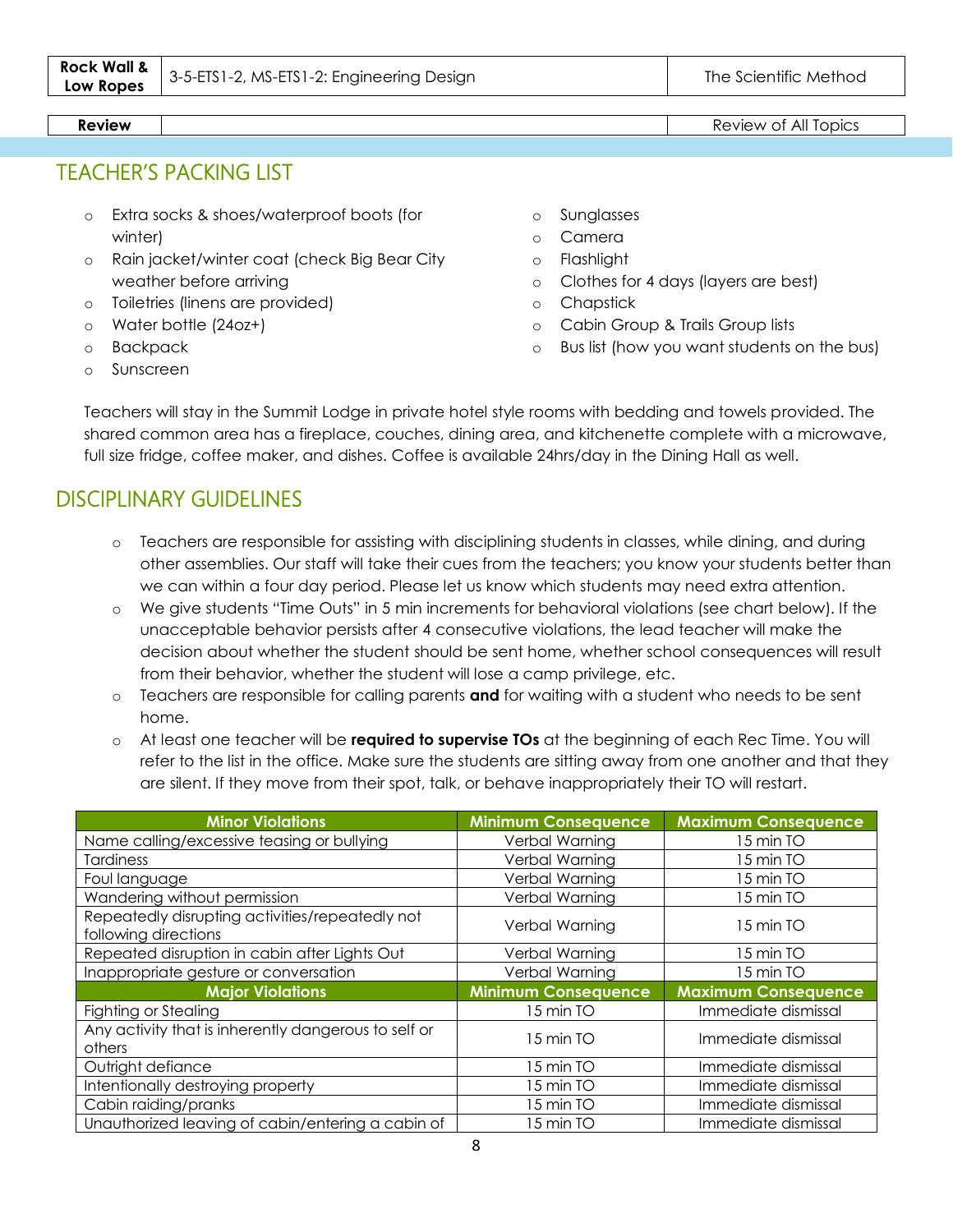| Rock Wall & Low Ropes | 3-5-ETS1-2, MS-ETS1-2: Engineering Design | The Scientific Method |
| --- | --- | --- |

| Review | | Review of All Topics |
| --- | --- | --- |

## TEACHER'S PACKING LIST

- Extra socks & shoes/waterproof boots (for winter)
- Rain jacket/winter coat (check Big Bear City weather before arriving
- Toiletries (linens are provided)
- Water bottle (24oz+)
- Backpack
- Sunscreen
- Sunglasses
- Camera
- Flashlight
- Clothes for 4 days (layers are best)
- Chapstick
- Cabin Group & Trails Group lists
- Bus list (how you want students on the bus)

Teachers will stay in the Summit Lodge in private hotel style rooms with bedding and towels provided. The shared common area has a fireplace, couches, dining area, and kitchenette complete with a microwave, full size fridge, coffee maker, and dishes. Coffee is available 24hrs/day in the Dining Hall as well.

## DISCIPLINARY GUIDELINES

- Teachers are responsible for assisting with disciplining students in classes, while dining, and during other assemblies. Our staff will take their cues from the teachers; you know your students better than we can within a four day period. Please let us know which students may need extra attention.
- We give students "Time Outs" in 5 min increments for behavioral violations (see chart below). If the unacceptable behavior persists after 4 consecutive violations, the lead teacher will make the decision about whether the student should be sent home, whether school consequences will result from their behavior, whether the student will lose a camp privilege, etc.
- Teachers are responsible for calling parents **and** for waiting with a student who needs to be sent home.
- At least one teacher will be **required to supervise TOs** at the beginning of each Rec Time. You will refer to the list in the office. Make sure the students are sitting away from one another and that they are silent. If they move from their spot, talk, or behave inappropriately their TO will restart.

| Minor Violations | Minimum Consequence | Maximum Consequence |
| --- | --- | --- |
| Name calling/excessive teasing or bullying | Verbal Warning | 15 min TO |
| Tardiness | Verbal Warning | 15 min TO |
| Foul language | Verbal Warning | 15 min TO |
| Wandering without permission | Verbal Warning | 15 min TO |
| Repeatedly disrupting activities/repeatedly not following directions | Verbal Warning | 15 min TO |
| Repeated disruption in cabin after Lights Out | Verbal Warning | 15 min TO |
| Inappropriate gesture or conversation | Verbal Warning | 15 min TO |
| **Major Violations** | **Minimum Consequence** | **Maximum Consequence** |
| Fighting or Stealing | 15 min TO | Immediate dismissal |
| Any activity that is inherently dangerous to self or others | 15 min TO | Immediate dismissal |
| Outright defiance | 15 min TO | Immediate dismissal |
| Intentionally destroying property | 15 min TO | Immediate dismissal |
| Cabin raiding/pranks | 15 min TO | Immediate dismissal |
| Unauthorized leaving of cabin/entering a cabin of | 15 min TO | Immediate dismissal |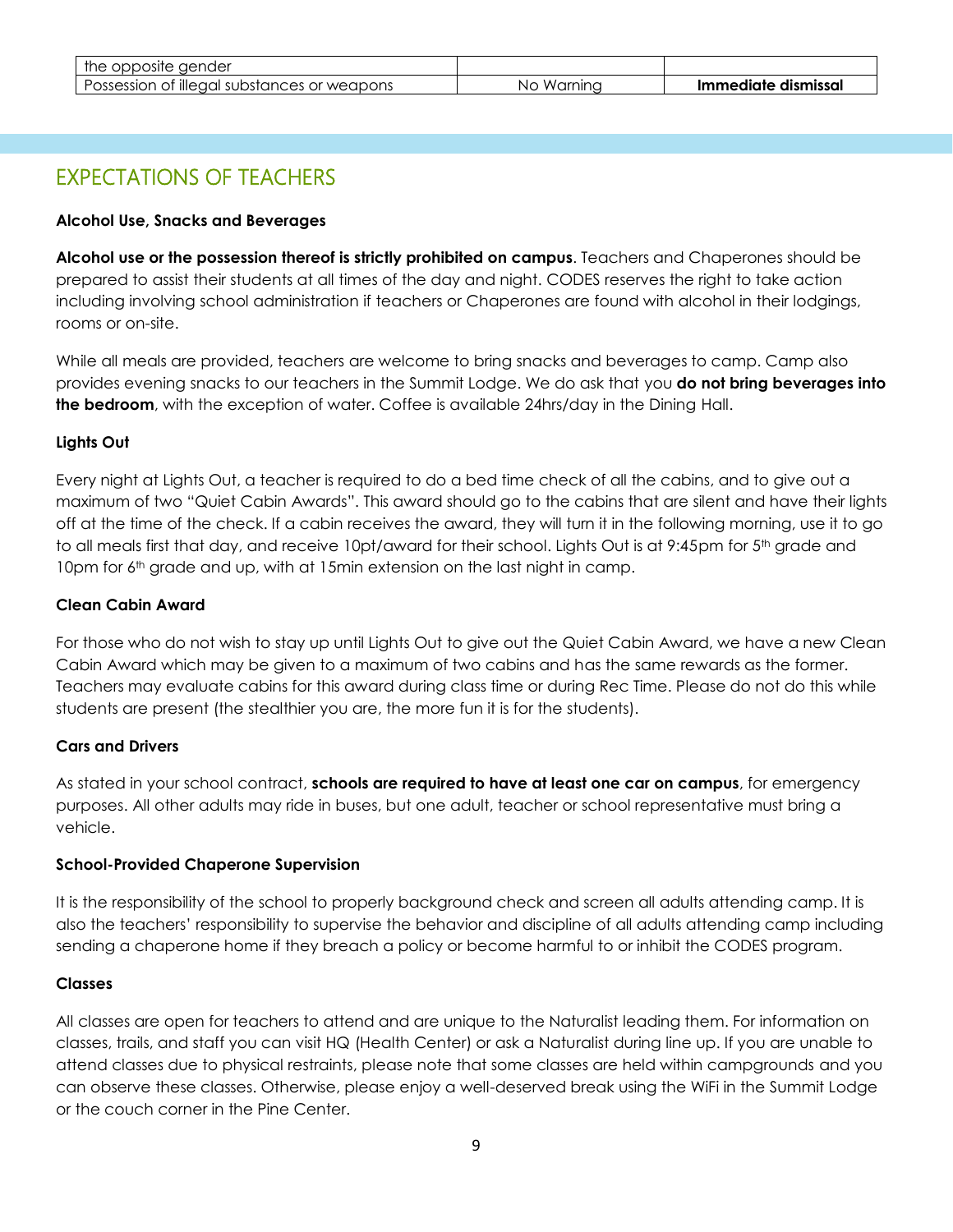| the opposite gender | | |
| --- | --- | --- |
| Possession of illegal substances or weapons | No Warning | **Immediate dismissal** |

## EXPECTATIONS OF TEACHERS

**Alcohol Use, Snacks and Beverages**

**Alcohol use or the possession thereof is strictly prohibited on campus**. Teachers and Chaperones should be prepared to assist their students at all times of the day and night. CODES reserves the right to take action including involving school administration if teachers or Chaperones are found with alcohol in their lodgings, rooms or on-site.

While all meals are provided, teachers are welcome to bring snacks and beverages to camp. Camp also provides evening snacks to our teachers in the Summit Lodge. We do ask that you **do not bring beverages into the bedroom**, with the exception of water. Coffee is available 24hrs/day in the Dining Hall.

**Lights Out**

Every night at Lights Out, a teacher is required to do a bed time check of all the cabins, and to give out a maximum of two "Quiet Cabin Awards". This award should go to the cabins that are silent and have their lights off at the time of the check. If a cabin receives the award, they will turn it in the following morning, use it to go to all meals first that day, and receive 10pt/award for their school. Lights Out is at 9:45pm for 5th grade and 10pm for 6th grade and up, with at 15min extension on the last night in camp.

**Clean Cabin Award**

For those who do not wish to stay up until Lights Out to give out the Quiet Cabin Award, we have a new Clean Cabin Award which may be given to a maximum of two cabins and has the same rewards as the former. Teachers may evaluate cabins for this award during class time or during Rec Time. Please do not do this while students are present (the stealthier you are, the more fun it is for the students).

**Cars and Drivers**

As stated in your school contract, **schools are required to have at least one car on campus**, for emergency purposes. All other adults may ride in buses, but one adult, teacher or school representative must bring a vehicle.

**School-Provided Chaperone Supervision**

It is the responsibility of the school to properly background check and screen all adults attending camp. It is also the teachers' responsibility to supervise the behavior and discipline of all adults attending camp including sending a chaperone home if they breach a policy or become harmful to or inhibit the CODES program.

**Classes**

All classes are open for teachers to attend and are unique to the Naturalist leading them. For information on classes, trails, and staff you can visit HQ (Health Center) or ask a Naturalist during line up. If you are unable to attend classes due to physical restraints, please note that some classes are held within campgrounds and you can observe these classes. Otherwise, please enjoy a well-deserved break using the WiFi in the Summit Lodge or the couch corner in the Pine Center.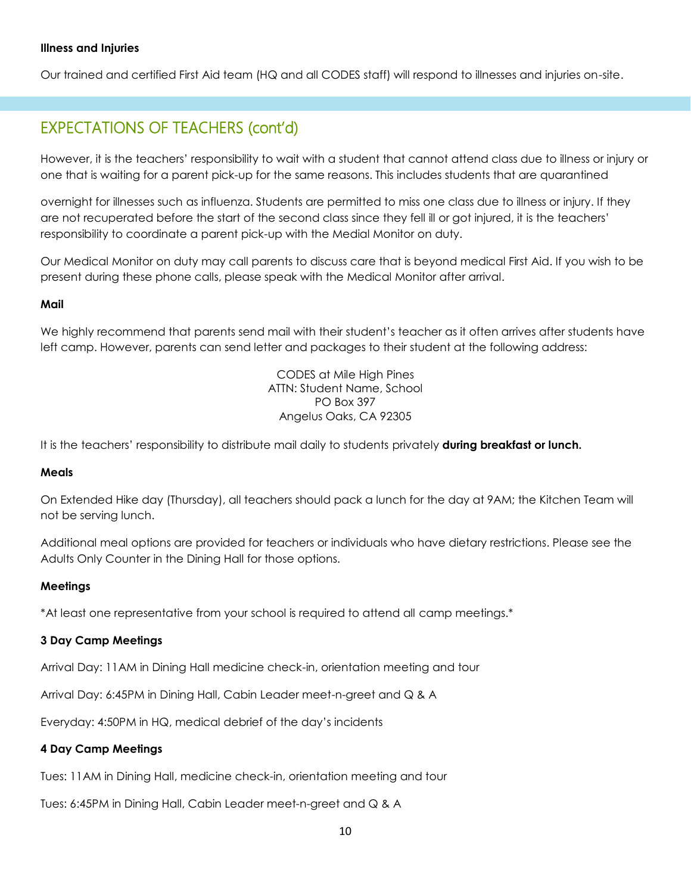**Illness and Injuries**

Our trained and certified First Aid team (HQ and all CODES staff) will respond to illnesses and injuries on-site.

## EXPECTATIONS OF TEACHERS (cont'd)

However, it is the teachers' responsibility to wait with a student that cannot attend class due to illness or injury or one that is waiting for a parent pick-up for the same reasons. This includes students that are quarantined overnight for illnesses such as influenza. Students are permitted to miss one class due to illness or injury. If they are not recuperated before the start of the second class since they fell ill or got injured, it is the teachers' responsibility to coordinate a parent pick-up with the Medial Monitor on duty.

Our Medical Monitor on duty may call parents to discuss care that is beyond medical First Aid. If you wish to be present during these phone calls, please speak with the Medical Monitor after arrival.

**Mail**

We highly recommend that parents send mail with their student's teacher as it often arrives after students have left camp. However, parents can send letter and packages to their student at the following address:

CODES at Mile High Pines
ATTN: Student Name, School
PO Box 397
Angelus Oaks, CA 92305

It is the teachers' responsibility to distribute mail daily to students privately **during breakfast or lunch.**

**Meals**

On Extended Hike day (Thursday), all teachers should pack a lunch for the day at 9AM; the Kitchen Team will not be serving lunch.

Additional meal options are provided for teachers or individuals who have dietary restrictions. Please see the Adults Only Counter in the Dining Hall for those options.

**Meetings**

*At least one representative from your school is required to attend all camp meetings.*

**3 Day Camp Meetings**

Arrival Day: 11AM in Dining Hall medicine check-in, orientation meeting and tour

Arrival Day: 6:45PM in Dining Hall, Cabin Leader meet-n-greet and Q & A

Everyday: 4:50PM in HQ, medical debrief of the day's incidents

**4 Day Camp Meetings**

Tues: 11AM in Dining Hall, medicine check-in, orientation meeting and tour

Tues: 6:45PM in Dining Hall, Cabin Leader meet-n-greet and Q & A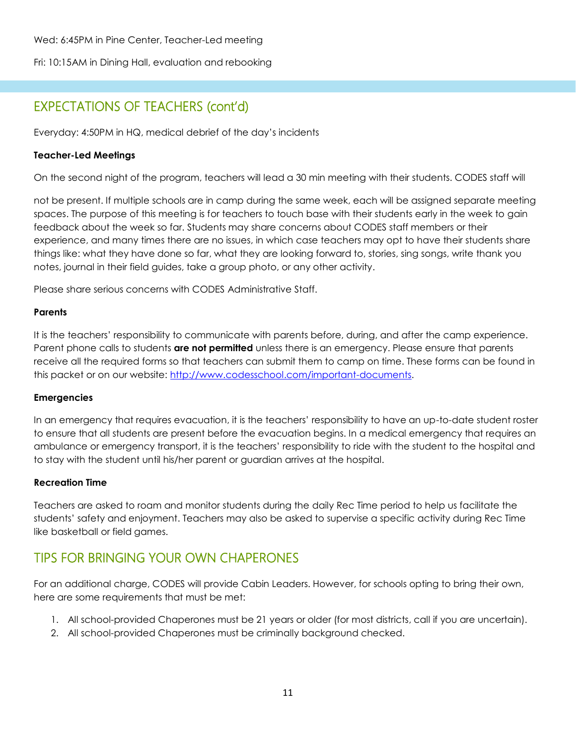Wed: 6:45PM in Pine Center, Teacher-Led meeting

Fri: 10:15AM in Dining Hall, evaluation and rebooking

## EXPECTATIONS OF TEACHERS (cont'd)

Everyday: 4:50PM in HQ, medical debrief of the day's incidents

**Teacher-Led Meetings**

On the second night of the program, teachers will lead a 30 min meeting with their students. CODES staff will not be present. If multiple schools are in camp during the same week, each will be assigned separate meeting spaces. The purpose of this meeting is for teachers to touch base with their students early in the week to gain feedback about the week so far. Students may share concerns about CODES staff members or their experience, and many times there are no issues, in which case teachers may opt to have their students share things like: what they have done so far, what they are looking forward to, stories, sing songs, write thank you notes, journal in their field guides, take a group photo, or any other activity.

Please share serious concerns with CODES Administrative Staff.

**Parents**

It is the teachers' responsibility to communicate with parents before, during, and after the camp experience. Parent phone calls to students **are not permitted** unless there is an emergency. Please ensure that parents receive all the required forms so that teachers can submit them to camp on time. These forms can be found in this packet or on our website: http://www.codesschool.com/important-documents.

**Emergencies**

In an emergency that requires evacuation, it is the teachers' responsibility to have an up-to-date student roster to ensure that all students are present before the evacuation begins. In a medical emergency that requires an ambulance or emergency transport, it is the teachers' responsibility to ride with the student to the hospital and to stay with the student until his/her parent or guardian arrives at the hospital.

**Recreation Time**

Teachers are asked to roam and monitor students during the daily Rec Time period to help us facilitate the students' safety and enjoyment. Teachers may also be asked to supervise a specific activity during Rec Time like basketball or field games.

## TIPS FOR BRINGING YOUR OWN CHAPERONES

For an additional charge, CODES will provide Cabin Leaders. However, for schools opting to bring their own, here are some requirements that must be met:

1. All school-provided Chaperones must be 21 years or older (for most districts, call if you are uncertain).
2. All school-provided Chaperones must be criminally background checked.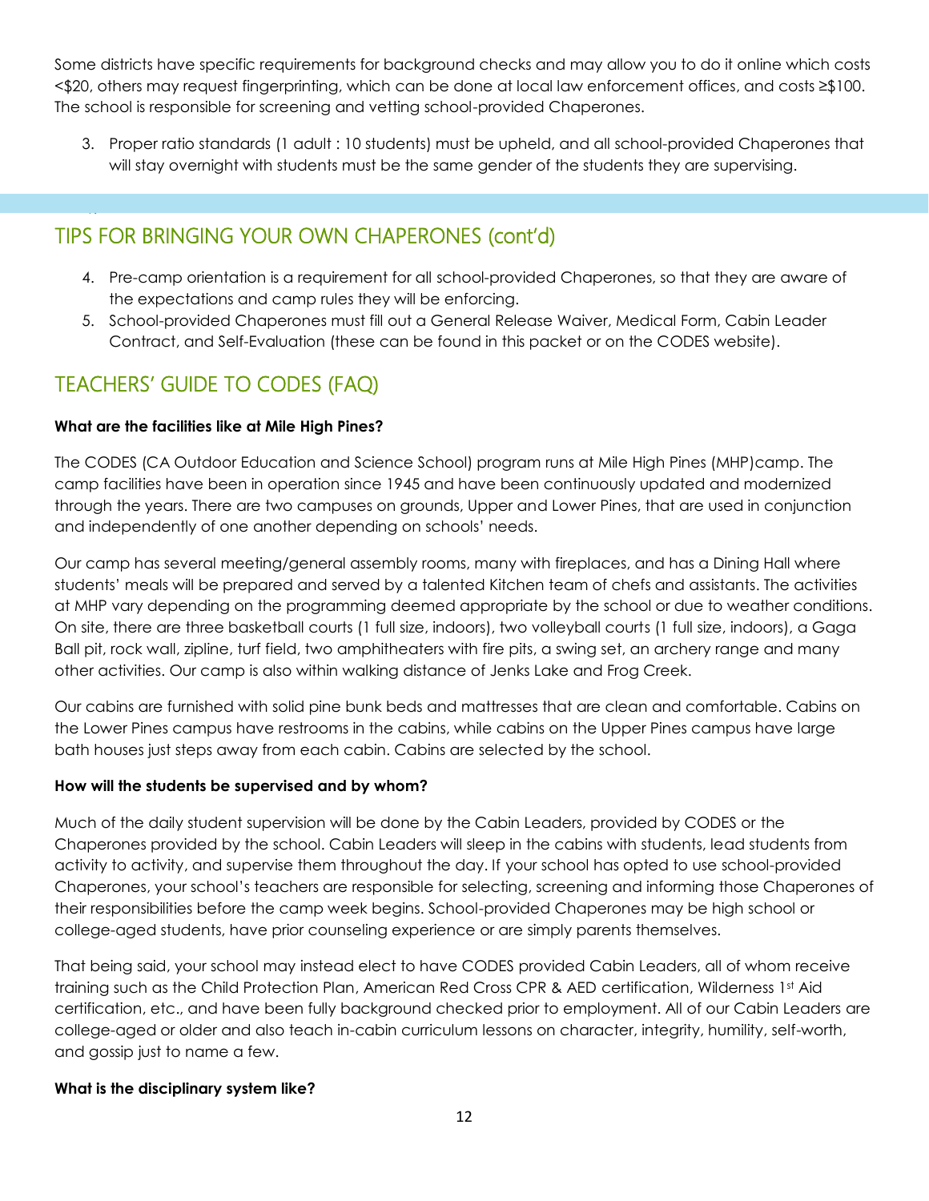Some districts have specific requirements for background checks and may allow you to do it online which costs <$20, others may request fingerprinting, which can be done at local law enforcement offices, and costs ≥$100. The school is responsible for screening and vetting school-provided Chaperones.

3. Proper ratio standards (1 adult : 10 students) must be upheld, and all school-provided Chaperones that will stay overnight with students must be the same gender of the students they are supervising.

## TIPS FOR BRINGING YOUR OWN CHAPERONES (cont'd)

4. Pre-camp orientation is a requirement for all school-provided Chaperones, so that they are aware of the expectations and camp rules they will be enforcing.
5. School-provided Chaperones must fill out a General Release Waiver, Medical Form, Cabin Leader Contract, and Self-Evaluation (these can be found in this packet or on the CODES website).

## TEACHERS' GUIDE TO CODES (FAQ)

**What are the facilities like at Mile High Pines?**

The CODES (CA Outdoor Education and Science School) program runs at Mile High Pines (MHP)camp. The camp facilities have been in operation since 1945 and have been continuously updated and modernized through the years. There are two campuses on grounds, Upper and Lower Pines, that are used in conjunction and independently of one another depending on schools' needs.

Our camp has several meeting/general assembly rooms, many with fireplaces, and has a Dining Hall where students' meals will be prepared and served by a talented Kitchen team of chefs and assistants. The activities at MHP vary depending on the programming deemed appropriate by the school or due to weather conditions. On site, there are three basketball courts (1 full size, indoors), two volleyball courts (1 full size, indoors), a Gaga Ball pit, rock wall, zipline, turf field, two amphitheaters with fire pits, a swing set, an archery range and many other activities. Our camp is also within walking distance of Jenks Lake and Frog Creek.

Our cabins are furnished with solid pine bunk beds and mattresses that are clean and comfortable. Cabins on the Lower Pines campus have restrooms in the cabins, while cabins on the Upper Pines campus have large bath houses just steps away from each cabin. Cabins are selected by the school.

**How will the students be supervised and by whom?**

Much of the daily student supervision will be done by the Cabin Leaders, provided by CODES or the Chaperones provided by the school. Cabin Leaders will sleep in the cabins with students, lead students from activity to activity, and supervise them throughout the day. If your school has opted to use school-provided Chaperones, your school's teachers are responsible for selecting, screening and informing those Chaperones of their responsibilities before the camp week begins. School-provided Chaperones may be high school or college-aged students, have prior counseling experience or are simply parents themselves.

That being said, your school may instead elect to have CODES provided Cabin Leaders, all of whom receive training such as the Child Protection Plan, American Red Cross CPR & AED certification, Wilderness 1st Aid certification, etc., and have been fully background checked prior to employment. All of our Cabin Leaders are college-aged or older and also teach in-cabin curriculum lessons on character, integrity, humility, self-worth, and gossip just to name a few.

**What is the disciplinary system like?**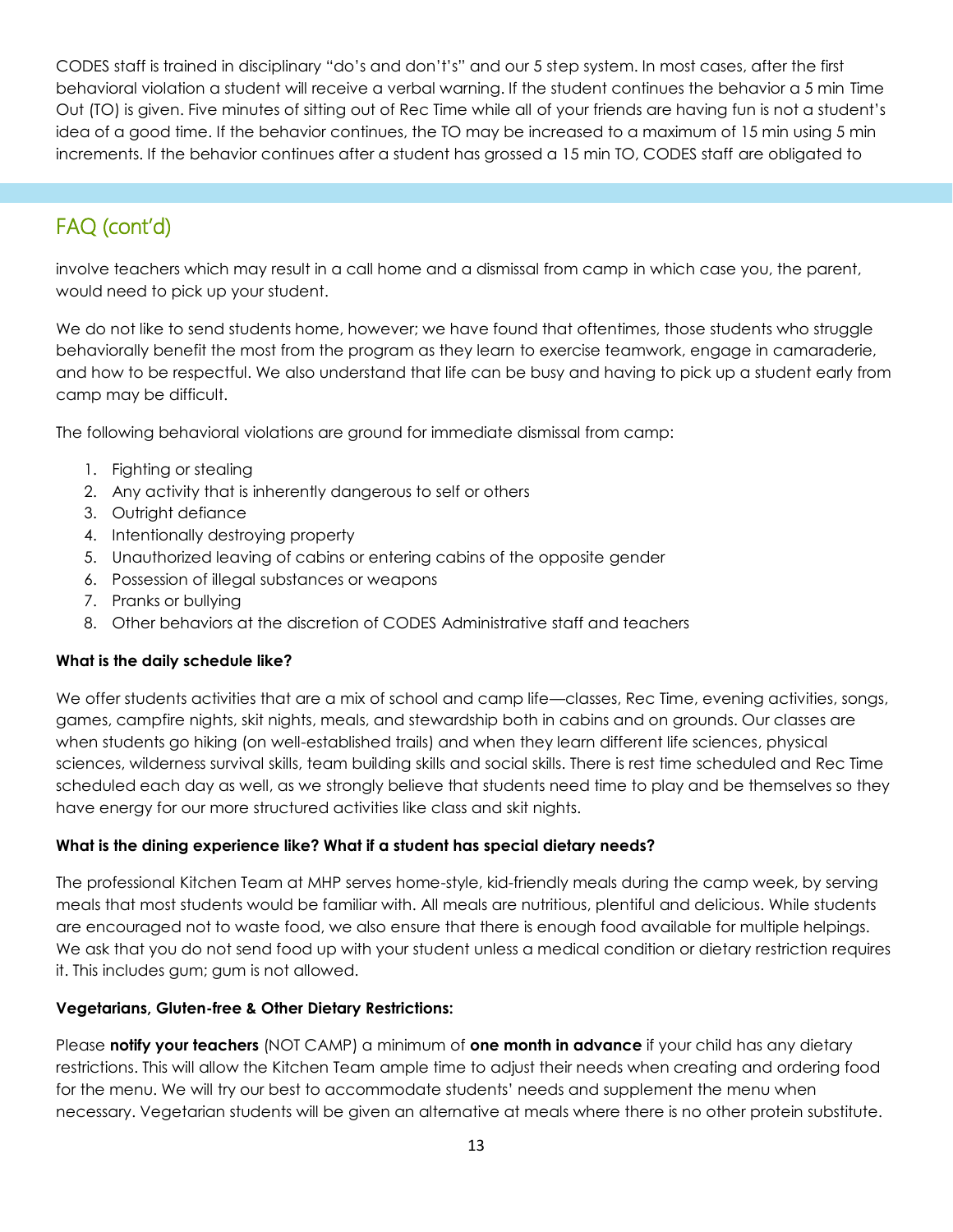CODES staff is trained in disciplinary "do's and don't's" and our 5 step system. In most cases, after the first behavioral violation a student will receive a verbal warning. If the student continues the behavior a 5 min Time Out (TO) is given. Five minutes of sitting out of Rec Time while all of your friends are having fun is not a student's idea of a good time. If the behavior continues, the TO may be increased to a maximum of 15 min using 5 min increments. If the behavior continues after a student has grossed a 15 min TO, CODES staff are obligated to

## FAQ (cont'd)

involve teachers which may result in a call home and a dismissal from camp in which case you, the parent, would need to pick up your student.

We do not like to send students home, however; we have found that oftentimes, those students who struggle behaviorally benefit the most from the program as they learn to exercise teamwork, engage in camaraderie, and how to be respectful. We also understand that life can be busy and having to pick up a student early from camp may be difficult.

The following behavioral violations are ground for immediate dismissal from camp:

1. Fighting or stealing
2. Any activity that is inherently dangerous to self or others
3. Outright defiance
4. Intentionally destroying property
5. Unauthorized leaving of cabins or entering cabins of the opposite gender
6. Possession of illegal substances or weapons
7. Pranks or bullying
8. Other behaviors at the discretion of CODES Administrative staff and teachers

**What is the daily schedule like?**

We offer students activities that are a mix of school and camp life—classes, Rec Time, evening activities, songs, games, campfire nights, skit nights, meals, and stewardship both in cabins and on grounds. Our classes are when students go hiking (on well-established trails) and when they learn different life sciences, physical sciences, wilderness survival skills, team building skills and social skills. There is rest time scheduled and Rec Time scheduled each day as well, as we strongly believe that students need time to play and be themselves so they have energy for our more structured activities like class and skit nights.

**What is the dining experience like? What if a student has special dietary needs?**

The professional Kitchen Team at MHP serves home-style, kid-friendly meals during the camp week, by serving meals that most students would be familiar with. All meals are nutritious, plentiful and delicious. While students are encouraged not to waste food, we also ensure that there is enough food available for multiple helpings. We ask that you do not send food up with your student unless a medical condition or dietary restriction requires it. This includes gum; gum is not allowed.

**Vegetarians, Gluten-free & Other Dietary Restrictions:**

Please **notify your teachers** (NOT CAMP) a minimum of **one month in advance** if your child has any dietary restrictions. This will allow the Kitchen Team ample time to adjust their needs when creating and ordering food for the menu. We will try our best to accommodate students' needs and supplement the menu when necessary. Vegetarian students will be given an alternative at meals where there is no other protein substitute.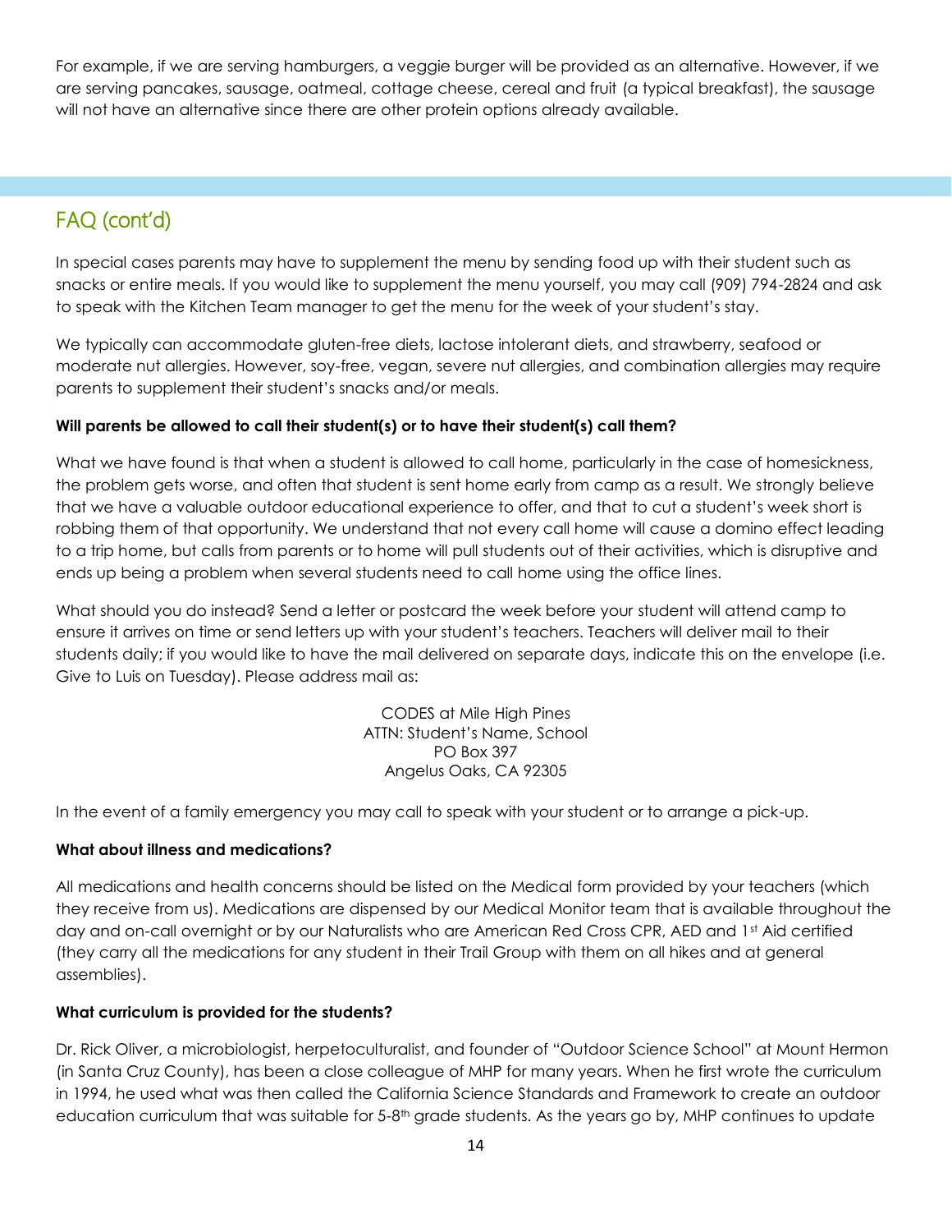For example, if we are serving hamburgers, a veggie burger will be provided as an alternative. However, if we are serving pancakes, sausage, oatmeal, cottage cheese, cereal and fruit (a typical breakfast), the sausage will not have an alternative since there are other protein options already available.

## FAQ (cont'd)

In special cases parents may have to supplement the menu by sending food up with their student such as snacks or entire meals. If you would like to supplement the menu yourself, you may call (909) 794-2824 and ask to speak with the Kitchen Team manager to get the menu for the week of your student's stay.

We typically can accommodate gluten-free diets, lactose intolerant diets, and strawberry, seafood or moderate nut allergies. However, soy-free, vegan, severe nut allergies, and combination allergies may require parents to supplement their student's snacks and/or meals.

**Will parents be allowed to call their student(s) or to have their student(s) call them?**

What we have found is that when a student is allowed to call home, particularly in the case of homesickness, the problem gets worse, and often that student is sent home early from camp as a result. We strongly believe that we have a valuable outdoor educational experience to offer, and that to cut a student's week short is robbing them of that opportunity. We understand that not every call home will cause a domino effect leading to a trip home, but calls from parents or to home will pull students out of their activities, which is disruptive and ends up being a problem when several students need to call home using the office lines.

What should you do instead? Send a letter or postcard the week before your student will attend camp to ensure it arrives on time or send letters up with your student's teachers. Teachers will deliver mail to their students daily; if you would like to have the mail delivered on separate days, indicate this on the envelope (i.e. Give to Luis on Tuesday). Please address mail as:

CODES at Mile High Pines
ATTN: Student's Name, School
PO Box 397
Angelus Oaks, CA 92305

In the event of a family emergency you may call to speak with your student or to arrange a pick-up.

**What about illness and medications?**

All medications and health concerns should be listed on the Medical form provided by your teachers (which they receive from us). Medications are dispensed by our Medical Monitor team that is available throughout the day and on-call overnight or by our Naturalists who are American Red Cross CPR, AED and 1st Aid certified (they carry all the medications for any student in their Trail Group with them on all hikes and at general assemblies).

**What curriculum is provided for the students?**

Dr. Rick Oliver, a microbiologist, herpetoculturalist, and founder of "Outdoor Science School" at Mount Hermon (in Santa Cruz County), has been a close colleague of MHP for many years. When he first wrote the curriculum in 1994, he used what was then called the California Science Standards and Framework to create an outdoor education curriculum that was suitable for 5-8th grade students. As the years go by, MHP continues to update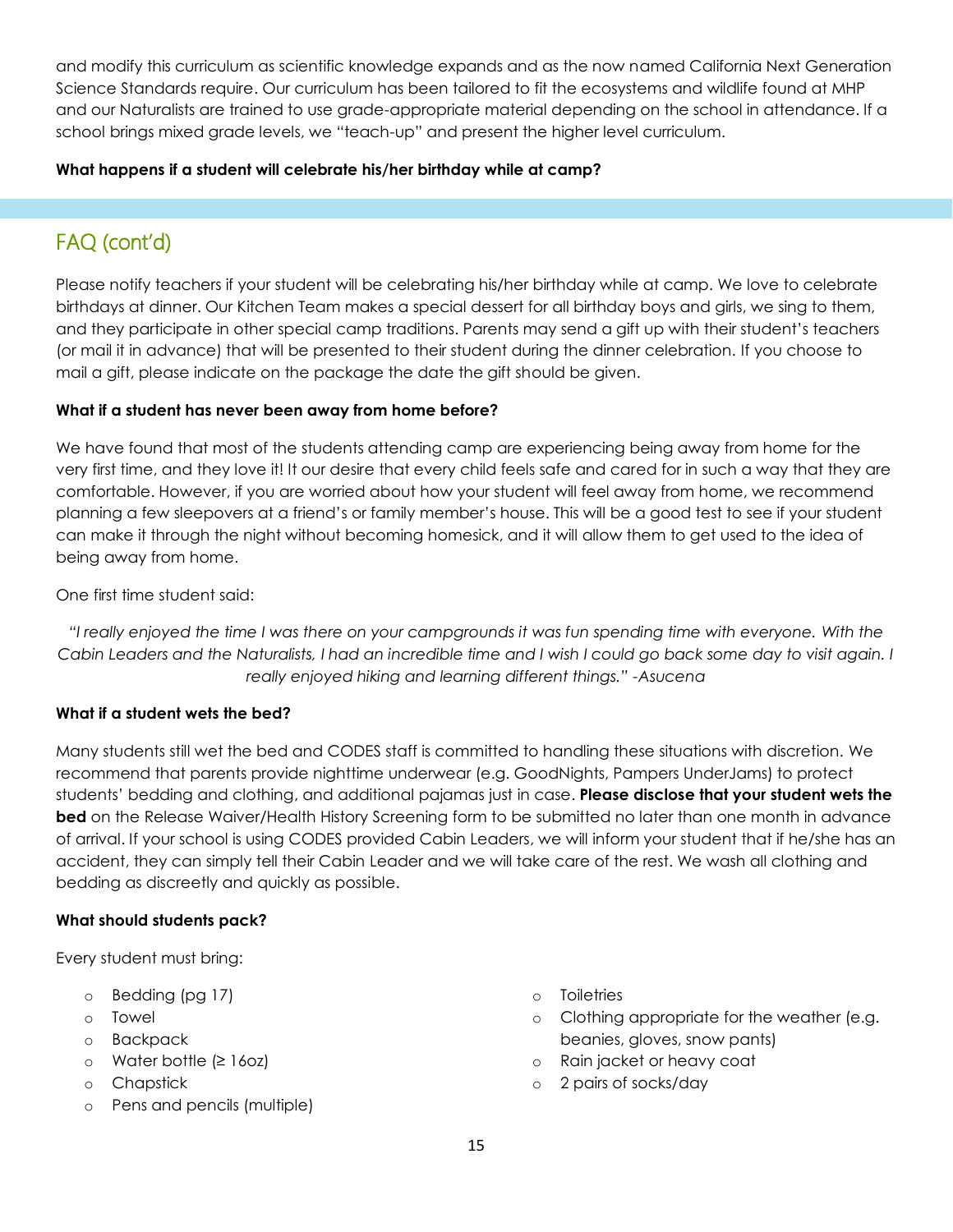and modify this curriculum as scientific knowledge expands and as the now named California Next Generation Science Standards require. Our curriculum has been tailored to fit the ecosystems and wildlife found at MHP and our Naturalists are trained to use grade-appropriate material depending on the school in attendance. If a school brings mixed grade levels, we "teach-up" and present the higher level curriculum.

**What happens if a student will celebrate his/her birthday while at camp?**

## FAQ (cont'd)

Please notify teachers if your student will be celebrating his/her birthday while at camp. We love to celebrate birthdays at dinner. Our Kitchen Team makes a special dessert for all birthday boys and girls, we sing to them, and they participate in other special camp traditions. Parents may send a gift up with their student's teachers (or mail it in advance) that will be presented to their student during the dinner celebration. If you choose to mail a gift, please indicate on the package the date the gift should be given.

**What if a student has never been away from home before?**

We have found that most of the students attending camp are experiencing being away from home for the very first time, and they love it! It our desire that every child feels safe and cared for in such a way that they are comfortable. However, if you are worried about how your student will feel away from home, we recommend planning a few sleepovers at a friend's or family member's house. This will be a good test to see if your student can make it through the night without becoming homesick, and it will allow them to get used to the idea of being away from home.

One first time student said:

*"I really enjoyed the time I was there on your campgrounds it was fun spending time with everyone. With the Cabin Leaders and the Naturalists, I had an incredible time and I wish I could go back some day to visit again. I really enjoyed hiking and learning different things." -Asucena*

**What if a student wets the bed?**

Many students still wet the bed and CODES staff is committed to handling these situations with discretion. We recommend that parents provide nighttime underwear (e.g. GoodNights, Pampers UnderJams) to protect students' bedding and clothing, and additional pajamas just in case. **Please disclose that your student wets the bed** on the Release Waiver/Health History Screening form to be submitted no later than one month in advance of arrival. If your school is using CODES provided Cabin Leaders, we will inform your student that if he/she has an accident, they can simply tell their Cabin Leader and we will take care of the rest. We wash all clothing and bedding as discreetly and quickly as possible.

**What should students pack?**

Every student must bring:

- Bedding (pg 17)
- Towel
- Backpack
- Water bottle (≥ 16oz)
- Chapstick
- Pens and pencils (multiple)
- Toiletries
- Clothing appropriate for the weather (e.g. beanies, gloves, snow pants)
- Rain jacket or heavy coat
- 2 pairs of socks/day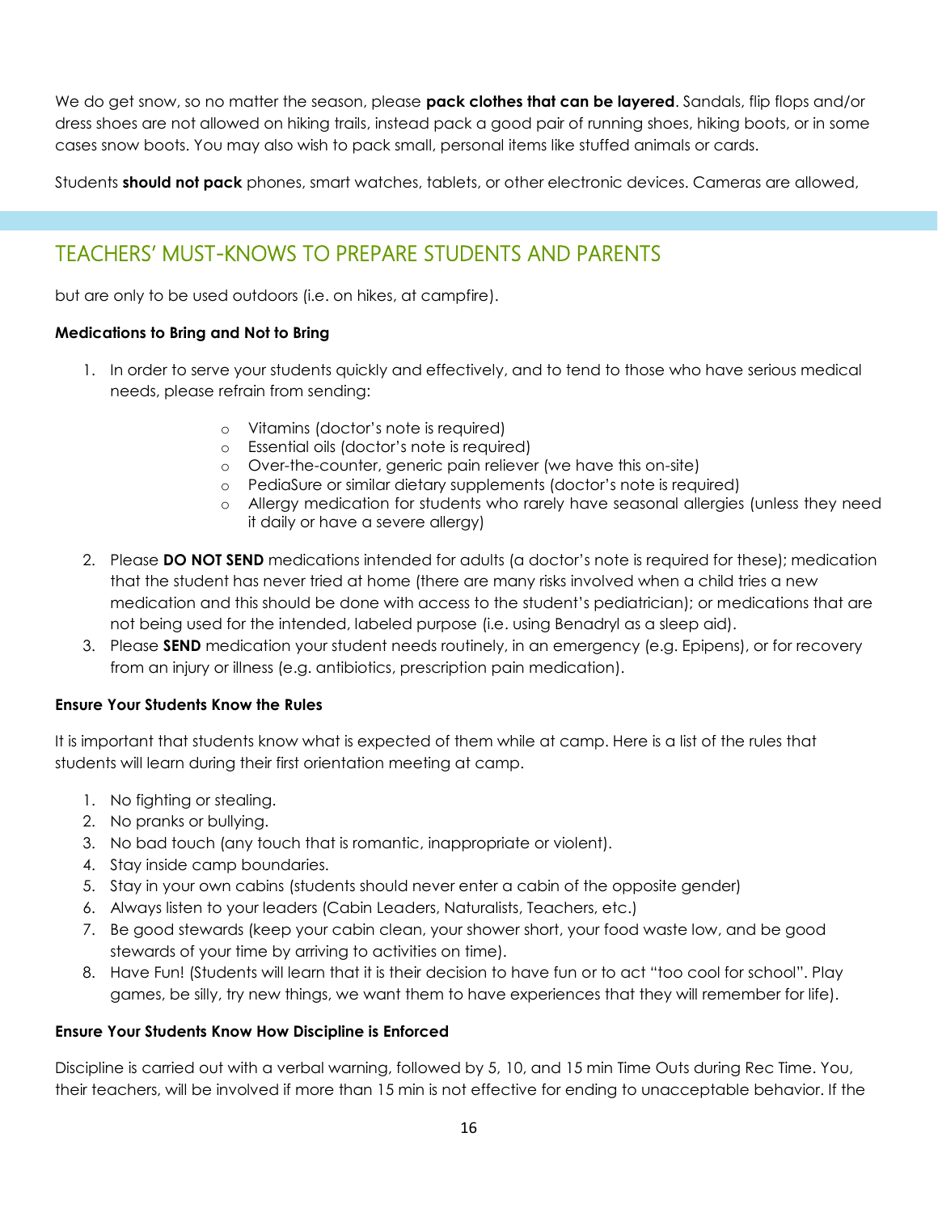We do get snow, so no matter the season, please **pack clothes that can be layered**. Sandals, flip flops and/or dress shoes are not allowed on hiking trails, instead pack a good pair of running shoes, hiking boots, or in some cases snow boots. You may also wish to pack small, personal items like stuffed animals or cards.

Students **should not pack** phones, smart watches, tablets, or other electronic devices. Cameras are allowed,

## TEACHERS' MUST-KNOWS TO PREPARE STUDENTS AND PARENTS

but are only to be used outdoors (i.e. on hikes, at campfire).

**Medications to Bring and Not to Bring**

1. In order to serve your students quickly and effectively, and to tend to those who have serious medical needs, please refrain from sending:
   - Vitamins (doctor's note is required)
   - Essential oils (doctor's note is required)
   - Over-the-counter, generic pain reliever (we have this on-site)
   - PediaSure or similar dietary supplements (doctor's note is required)
   - Allergy medication for students who rarely have seasonal allergies (unless they need it daily or have a severe allergy)
2. Please **DO NOT SEND** medications intended for adults (a doctor's note is required for these); medication that the student has never tried at home (there are many risks involved when a child tries a new medication and this should be done with access to the student's pediatrician); or medications that are not being used for the intended, labeled purpose (i.e. using Benadryl as a sleep aid).
3. Please **SEND** medication your student needs routinely, in an emergency (e.g. Epipens), or for recovery from an injury or illness (e.g. antibiotics, prescription pain medication).

**Ensure Your Students Know the Rules**

It is important that students know what is expected of them while at camp. Here is a list of the rules that students will learn during their first orientation meeting at camp.

1. No fighting or stealing.
2. No pranks or bullying.
3. No bad touch (any touch that is romantic, inappropriate or violent).
4. Stay inside camp boundaries.
5. Stay in your own cabins (students should never enter a cabin of the opposite gender)
6. Always listen to your leaders (Cabin Leaders, Naturalists, Teachers, etc.)
7. Be good stewards (keep your cabin clean, your shower short, your food waste low, and be good stewards of your time by arriving to activities on time).
8. Have Fun! (Students will learn that it is their decision to have fun or to act "too cool for school". Play games, be silly, try new things, we want them to have experiences that they will remember for life).

**Ensure Your Students Know How Discipline is Enforced**

Discipline is carried out with a verbal warning, followed by 5, 10, and 15 min Time Outs during Rec Time. You, their teachers, will be involved if more than 15 min is not effective for ending to unacceptable behavior. If the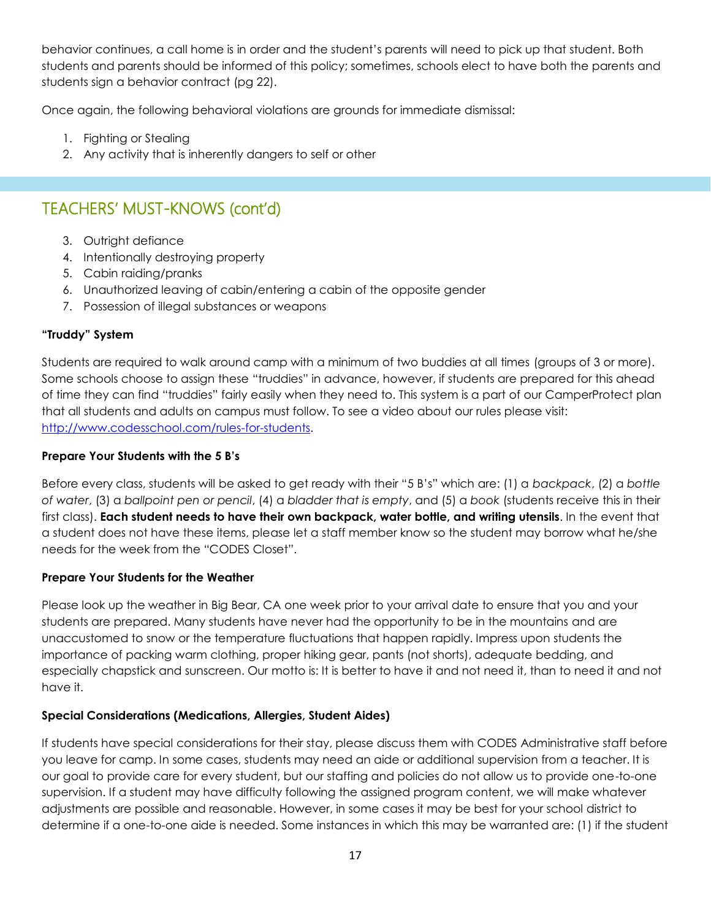behavior continues, a call home is in order and the student's parents will need to pick up that student. Both students and parents should be informed of this policy; sometimes, schools elect to have both the parents and students sign a behavior contract (pg 22).

Once again, the following behavioral violations are grounds for immediate dismissal:

1. Fighting or Stealing
2. Any activity that is inherently dangers to self or other

## TEACHERS' MUST-KNOWS (cont'd)

3. Outright defiance
4. Intentionally destroying property
5. Cabin raiding/pranks
6. Unauthorized leaving of cabin/entering a cabin of the opposite gender
7. Possession of illegal substances or weapons

**"Truddy" System**

Students are required to walk around camp with a minimum of two buddies at all times (groups of 3 or more). Some schools choose to assign these "truddies" in advance, however, if students are prepared for this ahead of time they can find "truddies" fairly easily when they need to. This system is a part of our CamperProtect plan that all students and adults on campus must follow. To see a video about our rules please visit: [http://www.codesschool.com/rules-for-students](http://www.codesschool.com/rules-for-students).

**Prepare Your Students with the 5 B's**

Before every class, students will be asked to get ready with their "5 B's" which are: (1) a *backpack*, (2) a *bottle of water*, (3) a *ballpoint pen or pencil*, (4) a *bladder that is empty*, and (5) a *book* (students receive this in their first class). **Each student needs to have their own backpack, water bottle, and writing utensils**. In the event that a student does not have these items, please let a staff member know so the student may borrow what he/she needs for the week from the "CODES Closet".

**Prepare Your Students for the Weather**

Please look up the weather in Big Bear, CA one week prior to your arrival date to ensure that you and your students are prepared. Many students have never had the opportunity to be in the mountains and are unaccustomed to snow or the temperature fluctuations that happen rapidly. Impress upon students the importance of packing warm clothing, proper hiking gear, pants (not shorts), adequate bedding, and especially chapstick and sunscreen. Our motto is: It is better to have it and not need it, than to need it and not have it.

**Special Considerations (Medications, Allergies, Student Aides)**

If students have special considerations for their stay, please discuss them with CODES Administrative staff before you leave for camp. In some cases, students may need an aide or additional supervision from a teacher. It is our goal to provide care for every student, but our staffing and policies do not allow us to provide one-to-one supervision. If a student may have difficulty following the assigned program content, we will make whatever adjustments are possible and reasonable. However, in some cases it may be best for your school district to determine if a one-to-one aide is needed. Some instances in which this may be warranted are: (1) if the student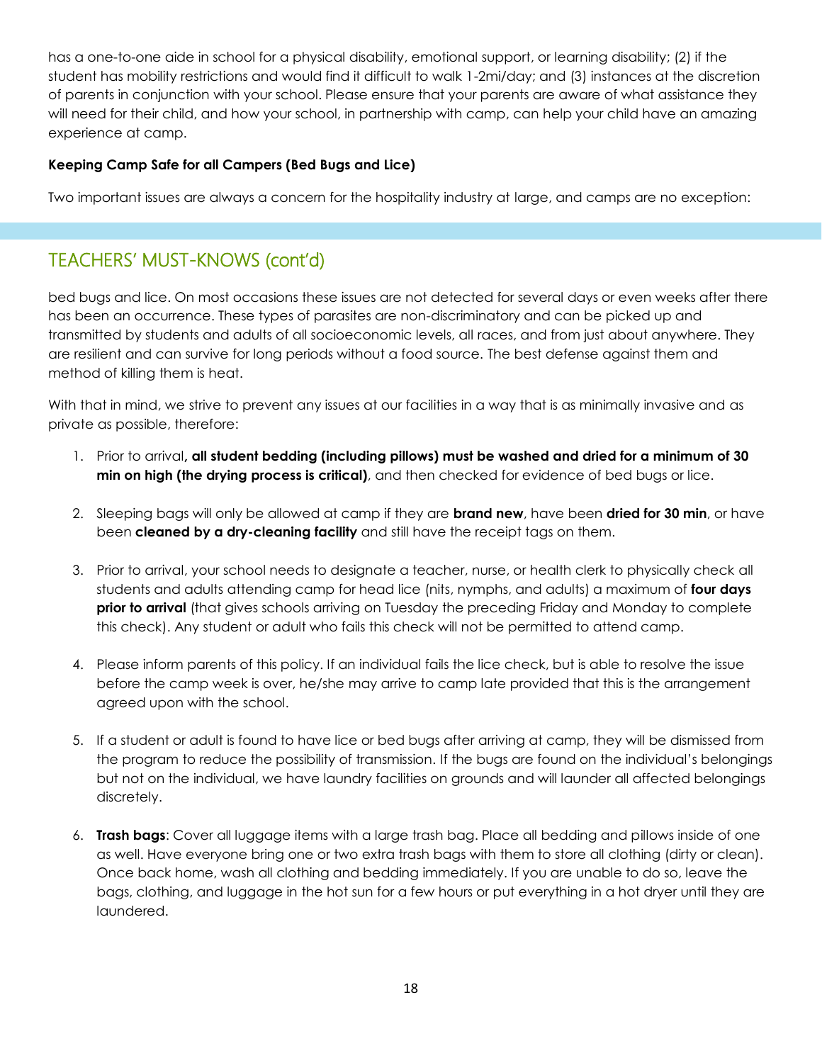has a one-to-one aide in school for a physical disability, emotional support, or learning disability; (2) if the student has mobility restrictions and would find it difficult to walk 1-2mi/day; and (3) instances at the discretion of parents in conjunction with your school. Please ensure that your parents are aware of what assistance they will need for their child, and how your school, in partnership with camp, can help your child have an amazing experience at camp.

**Keeping Camp Safe for all Campers (Bed Bugs and Lice)**

Two important issues are always a concern for the hospitality industry at large, and camps are no exception:

## TEACHERS' MUST-KNOWS (cont'd)

bed bugs and lice. On most occasions these issues are not detected for several days or even weeks after there has been an occurrence. These types of parasites are non-discriminatory and can be picked up and transmitted by students and adults of all socioeconomic levels, all races, and from just about anywhere. They are resilient and can survive for long periods without a food source. The best defense against them and method of killing them is heat.

With that in mind, we strive to prevent any issues at our facilities in a way that is as minimally invasive and as private as possible, therefore:

1. Prior to arrival**, all student bedding (including pillows) must be washed and dried for a minimum of 30 min on high (the drying process is critical)**, and then checked for evidence of bed bugs or lice.

2. Sleeping bags will only be allowed at camp if they are **brand new**, have been **dried for 30 min**, or have been **cleaned by a dry-cleaning facility** and still have the receipt tags on them.

3. Prior to arrival, your school needs to designate a teacher, nurse, or health clerk to physically check all students and adults attending camp for head lice (nits, nymphs, and adults) a maximum of **four days prior to arrival** (that gives schools arriving on Tuesday the preceding Friday and Monday to complete this check). Any student or adult who fails this check will not be permitted to attend camp.

4. Please inform parents of this policy. If an individual fails the lice check, but is able to resolve the issue before the camp week is over, he/she may arrive to camp late provided that this is the arrangement agreed upon with the school.

5. If a student or adult is found to have lice or bed bugs after arriving at camp, they will be dismissed from the program to reduce the possibility of transmission. If the bugs are found on the individual's belongings but not on the individual, we have laundry facilities on grounds and will launder all affected belongings discretely.

6. **Trash bags**: Cover all luggage items with a large trash bag. Place all bedding and pillows inside of one as well. Have everyone bring one or two extra trash bags with them to store all clothing (dirty or clean). Once back home, wash all clothing and bedding immediately. If you are unable to do so, leave the bags, clothing, and luggage in the hot sun for a few hours or put everything in a hot dryer until they are laundered.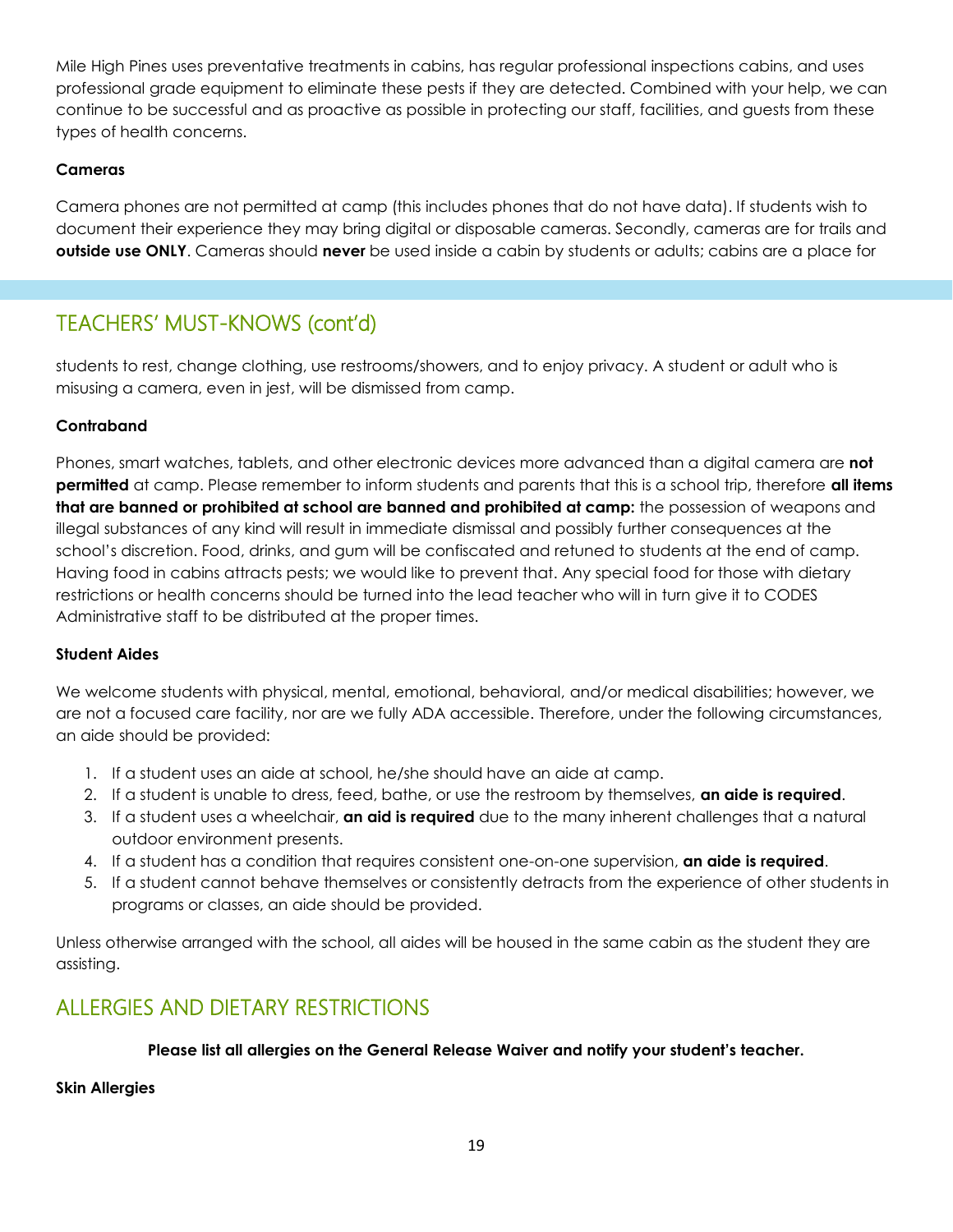Mile High Pines uses preventative treatments in cabins, has regular professional inspections cabins, and uses professional grade equipment to eliminate these pests if they are detected. Combined with your help, we can continue to be successful and as proactive as possible in protecting our staff, facilities, and guests from these types of health concerns.

**Cameras**

Camera phones are not permitted at camp (this includes phones that do not have data). If students wish to document their experience they may bring digital or disposable cameras. Secondly, cameras are for trails and **outside use ONLY**. Cameras should **never** be used inside a cabin by students or adults; cabins are a place for

## TEACHERS' MUST-KNOWS (cont'd)

students to rest, change clothing, use restrooms/showers, and to enjoy privacy. A student or adult who is misusing a camera, even in jest, will be dismissed from camp.

**Contraband**

Phones, smart watches, tablets, and other electronic devices more advanced than a digital camera are **not permitted** at camp. Please remember to inform students and parents that this is a school trip, therefore **all items that are banned or prohibited at school are banned and prohibited at camp:** the possession of weapons and illegal substances of any kind will result in immediate dismissal and possibly further consequences at the school's discretion. Food, drinks, and gum will be confiscated and retuned to students at the end of camp. Having food in cabins attracts pests; we would like to prevent that. Any special food for those with dietary restrictions or health concerns should be turned into the lead teacher who will in turn give it to CODES Administrative staff to be distributed at the proper times.

**Student Aides**

We welcome students with physical, mental, emotional, behavioral, and/or medical disabilities; however, we are not a focused care facility, nor are we fully ADA accessible. Therefore, under the following circumstances, an aide should be provided:

1. If a student uses an aide at school, he/she should have an aide at camp.
2. If a student is unable to dress, feed, bathe, or use the restroom by themselves, **an aide is required**.
3. If a student uses a wheelchair, **an aid is required** due to the many inherent challenges that a natural outdoor environment presents.
4. If a student has a condition that requires consistent one-on-one supervision, **an aide is required**.
5. If a student cannot behave themselves or consistently detracts from the experience of other students in programs or classes, an aide should be provided.

Unless otherwise arranged with the school, all aides will be housed in the same cabin as the student they are assisting.

## ALLERGIES AND DIETARY RESTRICTIONS

**Please list all allergies on the General Release Waiver and notify your student's teacher.**

**Skin Allergies**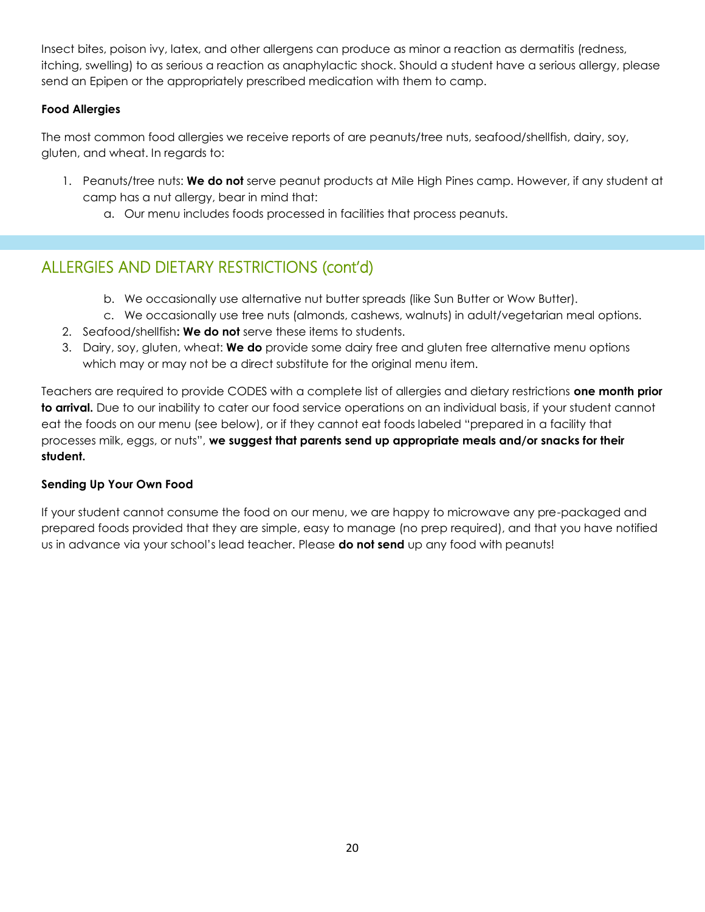Insect bites, poison ivy, latex, and other allergens can produce as minor a reaction as dermatitis (redness, itching, swelling) to as serious a reaction as anaphylactic shock. Should a student have a serious allergy, please send an Epipen or the appropriately prescribed medication with them to camp.

**Food Allergies**

The most common food allergies we receive reports of are peanuts/tree nuts, seafood/shellfish, dairy, soy, gluten, and wheat. In regards to:

1. Peanuts/tree nuts: **We do not** serve peanut products at Mile High Pines camp. However, if any student at camp has a nut allergy, bear in mind that:
    a. Our menu includes foods processed in facilities that process peanuts.

## ALLERGIES AND DIETARY RESTRICTIONS (cont'd)

    b. We occasionally use alternative nut butter spreads (like Sun Butter or Wow Butter).
    c. We occasionally use tree nuts (almonds, cashews, walnuts) in adult/vegetarian meal options.
2. Seafood/shellfish**: We do not** serve these items to students.
3. Dairy, soy, gluten, wheat: **We do** provide some dairy free and gluten free alternative menu options which may or may not be a direct substitute for the original menu item.

Teachers are required to provide CODES with a complete list of allergies and dietary restrictions **one month prior to arrival.** Due to our inability to cater our food service operations on an individual basis, if your student cannot eat the foods on our menu (see below), or if they cannot eat foods labeled "prepared in a facility that processes milk, eggs, or nuts", **we suggest that parents send up appropriate meals and/or snacks for their student.**

**Sending Up Your Own Food**

If your student cannot consume the food on our menu, we are happy to microwave any pre-packaged and prepared foods provided that they are simple, easy to manage (no prep required), and that you have notified us in advance via your school's lead teacher. Please **do not send** up any food with peanuts!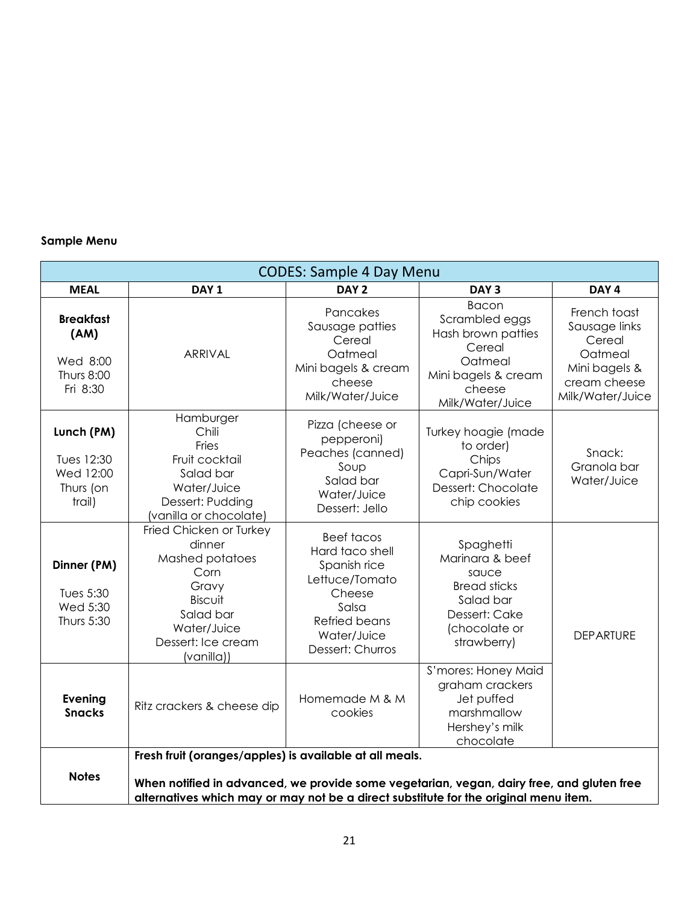**Sample Menu**

| CODES: Sample 4 Day Menu | | | | |
|---|---|---|---|---|
| **MEAL** | **DAY 1** | **DAY 2** | **DAY 3** | **DAY 4** |
| **Breakfast (AM)**<br>Wed 8:00<br>Thurs 8:00<br>Fri 8:30 | ARRIVAL | Pancakes<br>Sausage patties<br>Cereal<br>Oatmeal<br>Mini bagels & cream cheese<br>Milk/Water/Juice | Bacon<br>Scrambled eggs<br>Hash brown patties<br>Cereal<br>Oatmeal<br>Mini bagels & cream cheese<br>Milk/Water/Juice | French toast<br>Sausage links<br>Cereal<br>Oatmeal<br>Mini bagels & cream cheese<br>Milk/Water/Juice |
| **Lunch (PM)**<br>Tues 12:30<br>Wed 12:00<br>Thurs (on trail) | Hamburger<br>Chili<br>Fries<br>Fruit cocktail<br>Salad bar<br>Water/Juice<br>Dessert: Pudding (vanilla or chocolate) | Pizza (cheese or pepperoni)<br>Peaches (canned)<br>Soup<br>Salad bar<br>Water/Juice<br>Dessert: Jello | Turkey hoagie (made to order)<br>Chips<br>Capri-Sun/Water<br>Dessert: Chocolate chip cookies | Snack:<br>Granola bar<br>Water/Juice |
| **Dinner (PM)**<br>Tues 5:30<br>Wed 5:30<br>Thurs 5:30 | Fried Chicken or Turkey dinner<br>Mashed potatoes<br>Corn<br>Gravy<br>Biscuit<br>Salad bar<br>Water/Juice<br>Dessert: Ice cream (vanilla)) | Beef tacos<br>Hard taco shell<br>Spanish rice<br>Lettuce/Tomato<br>Cheese<br>Salsa<br>Refried beans<br>Water/Juice<br>Dessert: Churros | Spaghetti<br>Marinara & beef sauce<br>Bread sticks<br>Salad bar<br>Dessert: Cake (chocolate or strawberry) | DEPARTURE |
| **Evening Snacks** | Ritz crackers & cheese dip | Homemade M & M cookies | S'mores: Honey Maid graham crackers<br>Jet puffed marshmallow<br>Hershey's milk chocolate | |
| **Notes** | **Fresh fruit (oranges/apples) is available at all meals.**<br><br>**When notified in advanced, we provide some vegetarian, vegan, dairy free, and gluten free alternatives which may or may not be a direct substitute for the original menu item.** | | | |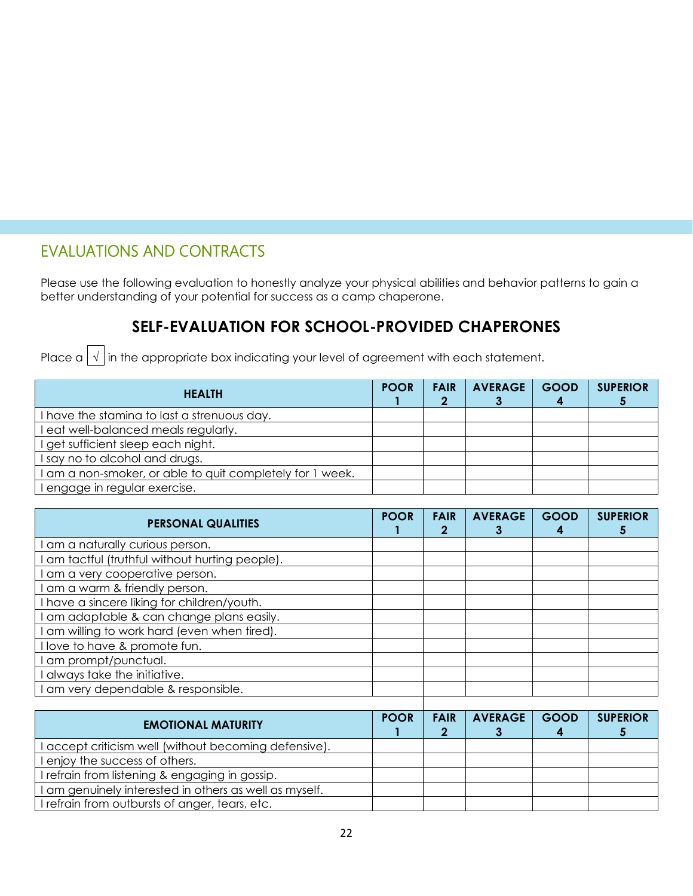## EVALUATIONS AND CONTRACTS

Please use the following evaluation to honestly analyze your physical abilities and behavior patterns to gain a better understanding of your potential for success as a camp chaperone.

### SELF-EVALUATION FOR SCHOOL-PROVIDED CHAPERONES

Place a √ in the appropriate box indicating your level of agreement with each statement.

| HEALTH | POOR 1 | FAIR 2 | AVERAGE 3 | GOOD 4 | SUPERIOR 5 |
|---|---|---|---|---|---|
| I have the stamina to last a strenuous day. | | | | | |
| I eat well-balanced meals regularly. | | | | | |
| I get sufficient sleep each night. | | | | | |
| I say no to alcohol and drugs. | | | | | |
| I am a non-smoker, or able to quit completely for 1 week. | | | | | |
| I engage in regular exercise. | | | | | |

| PERSONAL QUALITIES | POOR 1 | FAIR 2 | AVERAGE 3 | GOOD 4 | SUPERIOR 5 |
|---|---|---|---|---|---|
| I am a naturally curious person. | | | | | |
| I am tactful (truthful without hurting people). | | | | | |
| I am a very cooperative person. | | | | | |
| I am a warm & friendly person. | | | | | |
| I have a sincere liking for children/youth. | | | | | |
| I am adaptable & can change plans easily. | | | | | |
| I am willing to work hard (even when tired). | | | | | |
| I love to have & promote fun. | | | | | |
| I am prompt/punctual. | | | | | |
| I always take the initiative. | | | | | |
| I am very dependable & responsible. | | | | | |

| EMOTIONAL MATURITY | POOR 1 | FAIR 2 | AVERAGE 3 | GOOD 4 | SUPERIOR 5 |
|---|---|---|---|---|---|
| I accept criticism well (without becoming defensive). | | | | | |
| I enjoy the success of others. | | | | | |
| I refrain from listening & engaging in gossip. | | | | | |
| I am genuinely interested in others as well as myself. | | | | | |
| I refrain from outbursts of anger, tears, etc. | | | | | |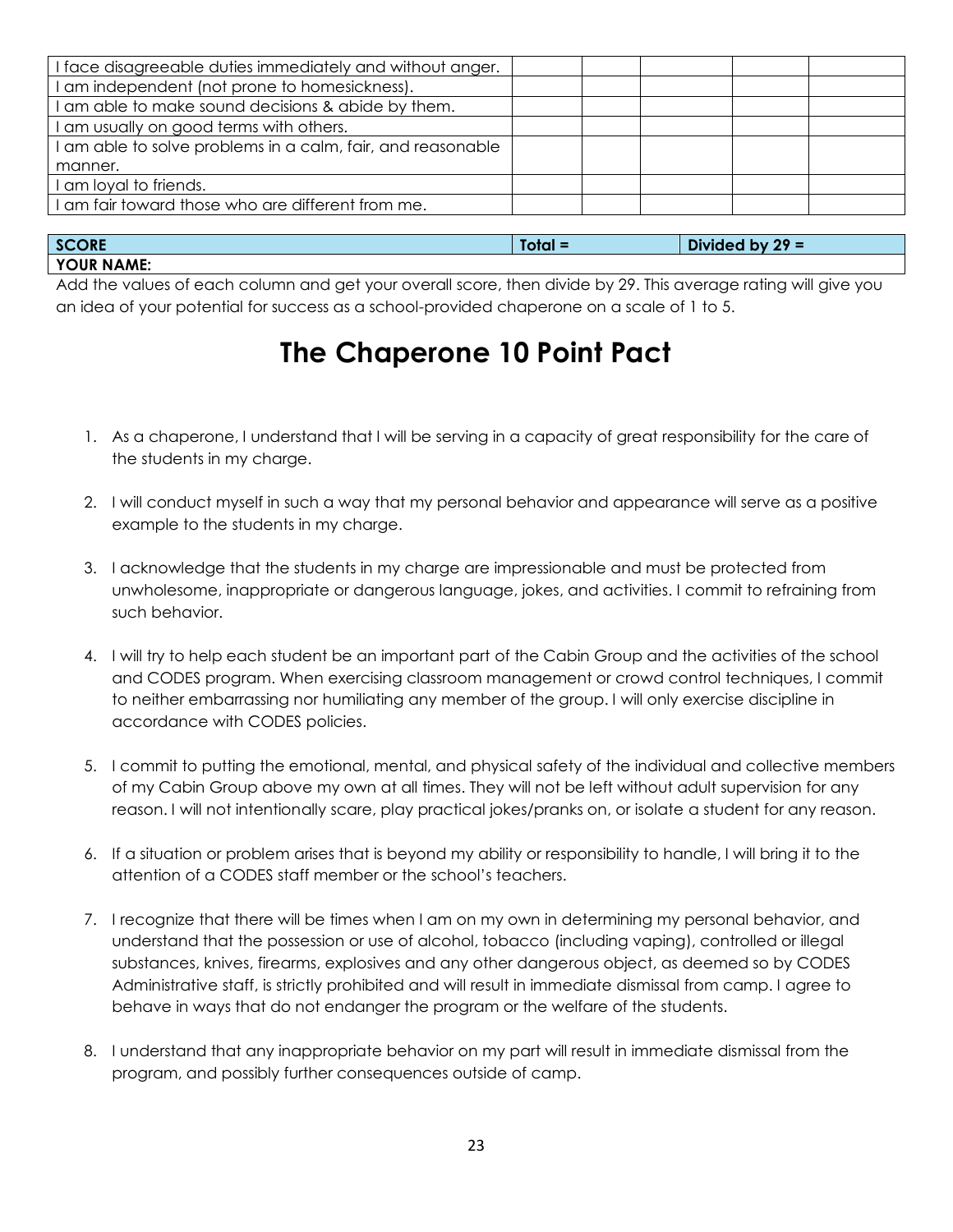| | | | | | |
|---|---|---|---|---|---|
| I face disagreeable duties immediately and without anger. | | | | | |
| I am independent (not prone to homesickness). | | | | | |
| I am able to make sound decisions & abide by them. | | | | | |
| I am usually on good terms with others. | | | | | |
| I am able to solve problems in a calm, fair, and reasonable manner. | | | | | |
| I am loyal to friends. | | | | | |
| I am fair toward those who are different from me. | | | | | |

| SCORE | Total = | Divided by 29 = |
|---|---|---|
| **YOUR NAME:** | | |

Add the values of each column and get your overall score, then divide by 29. This average rating will give you an idea of your potential for success as a school-provided chaperone on a scale of 1 to 5.

# The Chaperone 10 Point Pact

1. As a chaperone, I understand that I will be serving in a capacity of great responsibility for the care of the students in my charge.

2. I will conduct myself in such a way that my personal behavior and appearance will serve as a positive example to the students in my charge.

3. I acknowledge that the students in my charge are impressionable and must be protected from unwholesome, inappropriate or dangerous language, jokes, and activities. I commit to refraining from such behavior.

4. I will try to help each student be an important part of the Cabin Group and the activities of the school and CODES program. When exercising classroom management or crowd control techniques, I commit to neither embarrassing nor humiliating any member of the group. I will only exercise discipline in accordance with CODES policies.

5. I commit to putting the emotional, mental, and physical safety of the individual and collective members of my Cabin Group above my own at all times. They will not be left without adult supervision for any reason. I will not intentionally scare, play practical jokes/pranks on, or isolate a student for any reason.

6. If a situation or problem arises that is beyond my ability or responsibility to handle, I will bring it to the attention of a CODES staff member or the school's teachers.

7. I recognize that there will be times when I am on my own in determining my personal behavior, and understand that the possession or use of alcohol, tobacco (including vaping), controlled or illegal substances, knives, firearms, explosives and any other dangerous object, as deemed so by CODES Administrative staff, is strictly prohibited and will result in immediate dismissal from camp. I agree to behave in ways that do not endanger the program or the welfare of the students.

8. I understand that any inappropriate behavior on my part will result in immediate dismissal from the program, and possibly further consequences outside of camp.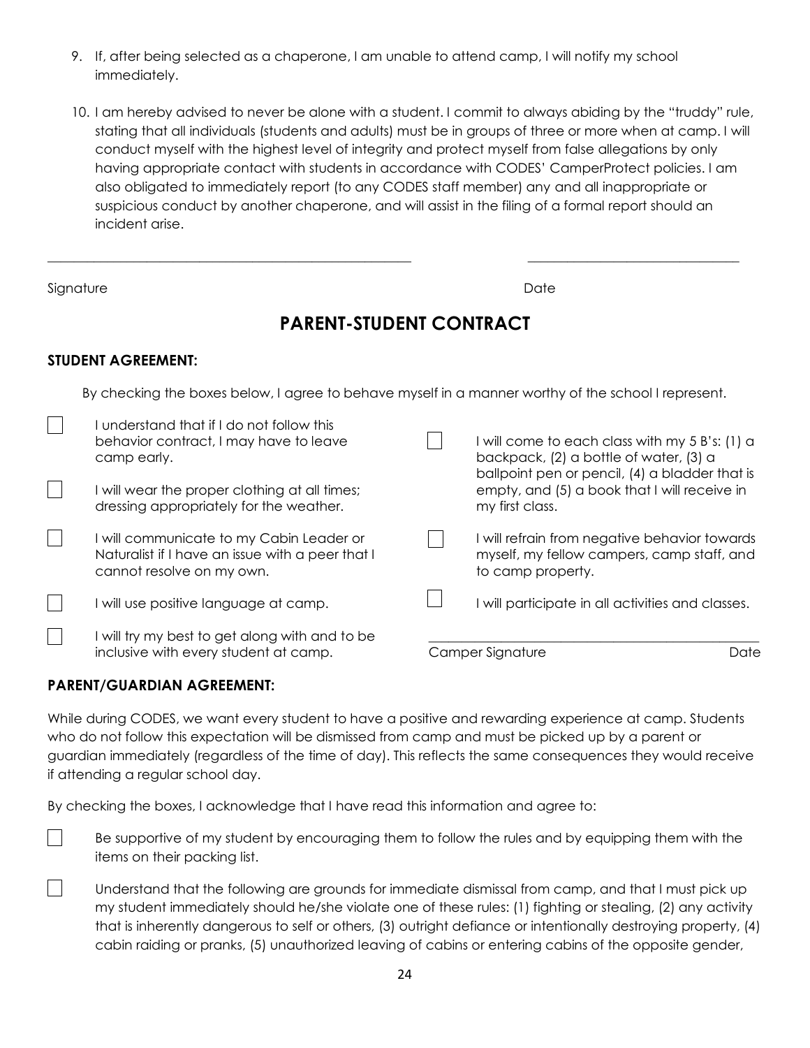9. If, after being selected as a chaperone, I am unable to attend camp, I will notify my school immediately.

10. I am hereby advised to never be alone with a student. I commit to always abiding by the "truddy" rule, stating that all individuals (students and adults) must be in groups of three or more when at camp. I will conduct myself with the highest level of integrity and protect myself from false allegations by only having appropriate contact with students in accordance with CODES' CamperProtect policies. I am also obligated to immediately report (to any CODES staff member) any and all inappropriate or suspicious conduct by another chaperone, and will assist in the filing of a formal report should an incident arise.

_______________________________________________ &nbsp;&nbsp;&nbsp;&nbsp; ___________________________

Signature &nbsp;&nbsp;&nbsp;&nbsp;&nbsp;&nbsp;&nbsp;&nbsp;&nbsp;&nbsp;&nbsp;&nbsp;&nbsp;&nbsp;&nbsp;&nbsp;&nbsp;&nbsp;&nbsp;&nbsp;&nbsp;&nbsp;&nbsp;&nbsp;&nbsp;&nbsp;&nbsp;&nbsp;&nbsp;&nbsp;&nbsp;&nbsp;&nbsp;&nbsp;&nbsp;&nbsp;&nbsp;&nbsp;&nbsp;&nbsp; Date

## PARENT-STUDENT CONTRACT

### STUDENT AGREEMENT:

By checking the boxes below, I agree to behave myself in a manner worthy of the school I represent.

- ☐ I understand that if I do not follow this behavior contract, I may have to leave camp early.
- ☐ I will wear the proper clothing at all times; dressing appropriately for the weather.
- ☐ I will communicate to my Cabin Leader or Naturalist if I have an issue with a peer that I cannot resolve on my own.
- ☐ I will use positive language at camp.
- ☐ I will try my best to get along with and to be inclusive with every student at camp.
- ☐ I will come to each class with my 5 B's: (1) a backpack, (2) a bottle of water, (3) a ballpoint pen or pencil, (4) a bladder that is empty, and (5) a book that I will receive in my first class.
- ☐ I will refrain from negative behavior towards myself, my fellow campers, camp staff, and to camp property.
- ☐ I will participate in all activities and classes.

_______________________________________________

Camper Signature &nbsp;&nbsp;&nbsp;&nbsp;&nbsp;&nbsp;&nbsp;&nbsp;&nbsp;&nbsp;&nbsp;&nbsp;&nbsp;&nbsp;&nbsp;&nbsp;&nbsp;&nbsp;&nbsp;&nbsp; Date

### PARENT/GUARDIAN AGREEMENT:

While during CODES, we want every student to have a positive and rewarding experience at camp. Students who do not follow this expectation will be dismissed from camp and must be picked up by a parent or guardian immediately (regardless of the time of day). This reflects the same consequences they would receive if attending a regular school day.

By checking the boxes, I acknowledge that I have read this information and agree to:

- ☐ Be supportive of my student by encouraging them to follow the rules and by equipping them with the items on their packing list.
- ☐ Understand that the following are grounds for immediate dismissal from camp, and that I must pick up my student immediately should he/she violate one of these rules: (1) fighting or stealing, (2) any activity that is inherently dangerous to self or others, (3) outright defiance or intentionally destroying property, (4) cabin raiding or pranks, (5) unauthorized leaving of cabins or entering cabins of the opposite gender,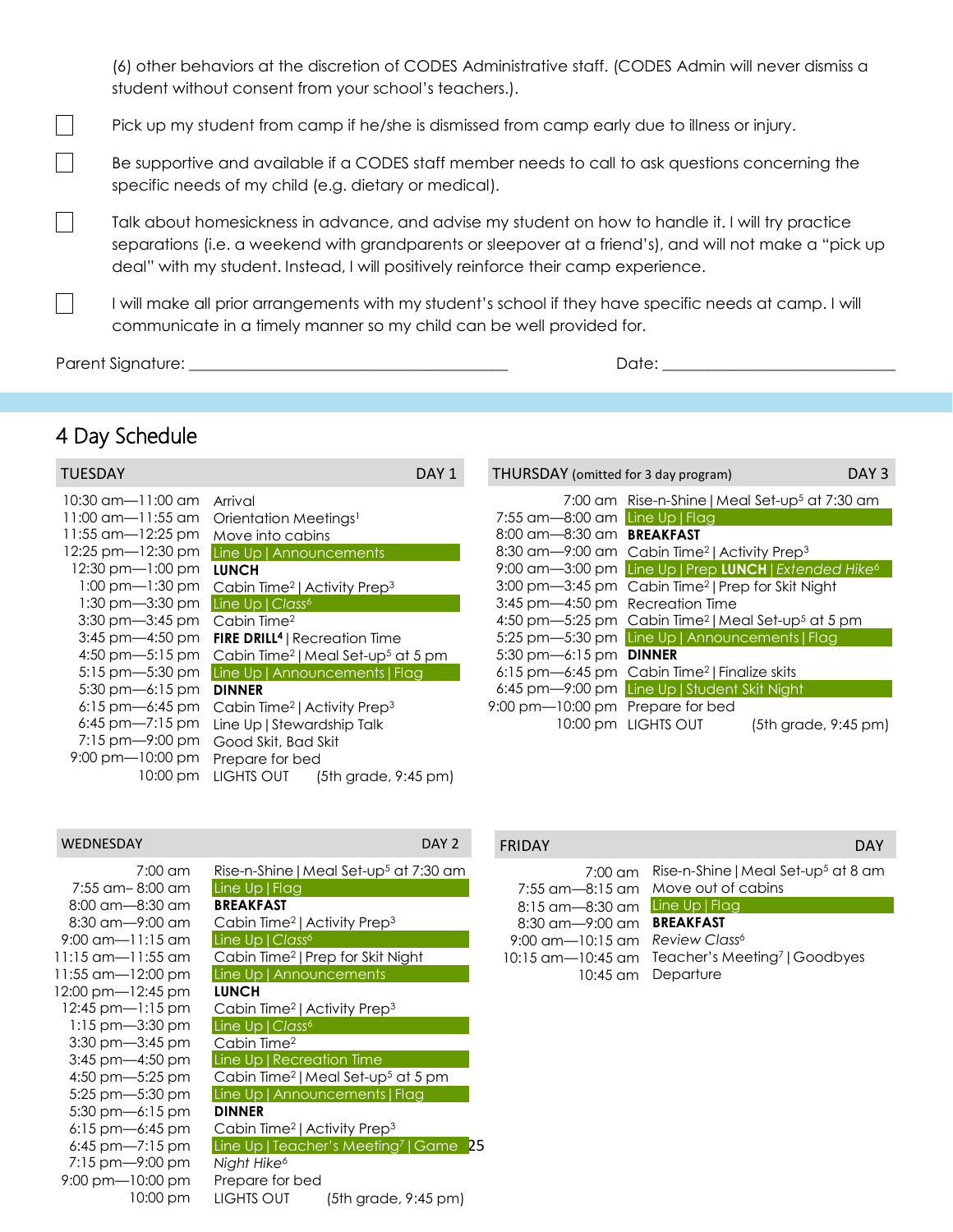(6) other behaviors at the discretion of CODES Administrative staff. (CODES Admin will never dismiss a student without consent from your school's teachers.).

☐ Pick up my student from camp if he/she is dismissed from camp early due to illness or injury.

☐ Be supportive and available if a CODES staff member needs to call to ask questions concerning the specific needs of my child (e.g. dietary or medical).

☐ Talk about homesickness in advance, and advise my student on how to handle it. I will try practice separations (i.e. a weekend with grandparents or sleepover at a friend's), and will not make a "pick up deal" with my student. Instead, I will positively reinforce their camp experience.

☐ I will make all prior arrangements with my student's school if they have specific needs at camp. I will communicate in a timely manner so my child can be well provided for.

Parent Signature: ______________________________ Date: ______________________

## 4 Day Schedule

| TUESDAY | DAY 1 |
|---|---|
| 10:30 am—11:00 am | Arrival |
| 11:00 am—11:55 am | Orientation Meetings[1] |
| 11:55 am—12:25 pm | Move into cabins |
| 12:25 pm—12:30 pm | Line Up \| Announcements |
| 12:30 pm—1:00 pm | **LUNCH** |
| 1:00 pm—1:30 pm | Cabin Time[2] \| Activity Prep[3] |
| 1:30 pm—3:30 pm | Line Up \| *Class*[6] |
| 3:30 pm—3:45 pm | Cabin Time[2] |
| 3:45 pm—4:50 pm | **FIRE DRILL**[4] \| Recreation Time |
| 4:50 pm—5:15 pm | Cabin Time[2] \| Meal Set-up[5] at 5 pm |
| 5:15 pm—5:30 pm | Line Up \| Announcements \| Flag |
| 5:30 pm—6:15 pm | **DINNER** |
| 6:15 pm—6:45 pm | Cabin Time[2] \| Activity Prep[3] |
| 6:45 pm—7:15 pm | Line Up \| Stewardship Talk |
| 7:15 pm—9:00 pm | Good Skit, Bad Skit |
| 9:00 pm—10:00 pm | Prepare for bed |
| 10:00 pm | LIGHTS OUT (5th grade, 9:45 pm) |

| WEDNESDAY | DAY 2 |
|---|---|
| 7:00 am | Rise-n-Shine \| Meal Set-up[5] at 7:30 am |
| 7:55 am– 8:00 am | Line Up \| Flag |
| 8:00 am—8:30 am | **BREAKFAST** |
| 8:30 am—9:00 am | Cabin Time[2] \| Activity Prep[3] |
| 9:00 am—11:15 am | Line Up \| *Class*[6] |
| 11:15 am—11:55 am | Cabin Time[2] \| Prep for Skit Night |
| 11:55 am—12:00 pm | Line Up \| Announcements |
| 12:00 pm—12:45 pm | **LUNCH** |
| 12:45 pm—1:15 pm | Cabin Time[2] \| Activity Prep[3] |
| 1:15 pm—3:30 pm | Line Up \| *Class*[6] |
| 3:30 pm—3:45 pm | Cabin Time[2] |
| 3:45 pm—4:50 pm | Line Up \| Recreation Time |
| 4:50 pm—5:25 pm | Cabin Time[2] \| Meal Set-up[5] at 5 pm |
| 5:25 pm—5:30 pm | Line Up \| Announcements \| Flag |
| 5:30 pm—6:15 pm | **DINNER** |
| 6:15 pm—6:45 pm | Cabin Time[2] \| Activity Prep[3] |
| 6:45 pm—7:15 pm | Line Up \| Teacher's Meeting[7] \| Game |
| 7:15 pm—9:00 pm | *Night Hike*[6] |
| 9:00 pm—10:00 pm | Prepare for bed |
| 10:00 pm | LIGHTS OUT (5th grade, 9:45 pm) |

| THURSDAY (omitted for 3 day program) | DAY 3 |
|---|---|
| 7:00 am | Rise-n-Shine \| Meal Set-up[5] at 7:30 am |
| 7:55 am—8:00 am | Line Up \| Flag |
| 8:00 am—8:30 am | **BREAKFAST** |
| 8:30 am—9:00 am | Cabin Time[2] \| Activity Prep[3] |
| 9:00 am—3:00 pm | Line Up \| Prep **LUNCH** \| *Extended Hike*[6] |
| 3:00 pm—3:45 pm | Cabin Time[2] \| Prep for Skit Night |
| 3:45 pm—4:50 pm | Recreation Time |
| 4:50 pm—5:25 pm | Cabin Time[2] \| Meal Set-up[5] at 5 pm |
| 5:25 pm—5:30 pm | Line Up \| Announcements \| Flag |
| 5:30 pm—6:15 pm | **DINNER** |
| 6:15 pm—6:45 pm | Cabin Time[2] \| Finalize skits |
| 6:45 pm—9:00 pm | Line Up \| Student Skit Night |
| 9:00 pm—10:00 pm | Prepare for bed |
| 10:00 pm | LIGHTS OUT (5th grade, 9:45 pm) |

| FRIDAY | DAY |
|---|---|
| 7:00 am | Rise-n-Shine \| Meal Set-up[5] at 8 am |
| 7:55 am—8:15 am | Move out of cabins |
| 8:15 am—8:30 am | Line Up \| Flag |
| 8:30 am—9:00 am | **BREAKFAST** |
| 9:00 am—10:15 am | *Review Class*[6] |
| 10:15 am—10:45 am | Teacher's Meeting[7] \| Goodbyes |
| 10:45 am | Departure |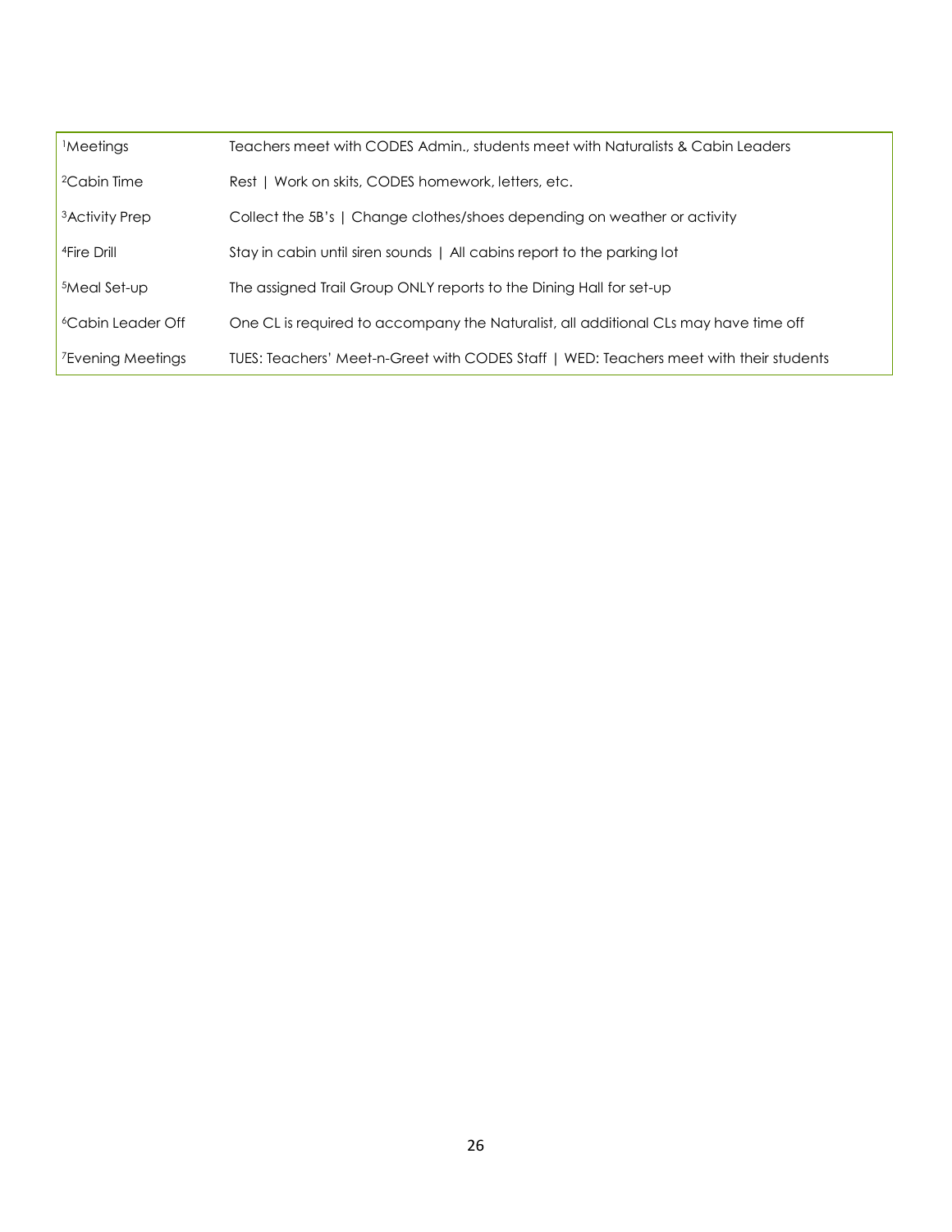| | |
|---|---|
| [1]Meetings | Teachers meet with CODES Admin., students meet with Naturalists & Cabin Leaders |
| [2]Cabin Time | Rest \| Work on skits, CODES homework, letters, etc. |
| [3]Activity Prep | Collect the 5B's \| Change clothes/shoes depending on weather or activity |
| [4]Fire Drill | Stay in cabin until siren sounds \| All cabins report to the parking lot |
| [5]Meal Set-up | The assigned Trail Group ONLY reports to the Dining Hall for set-up |
| [6]Cabin Leader Off | One CL is required to accompany the Naturalist, all additional CLs may have time off |
| [7]Evening Meetings | TUES: Teachers' Meet-n-Greet with CODES Staff \| WED: Teachers meet with their students |